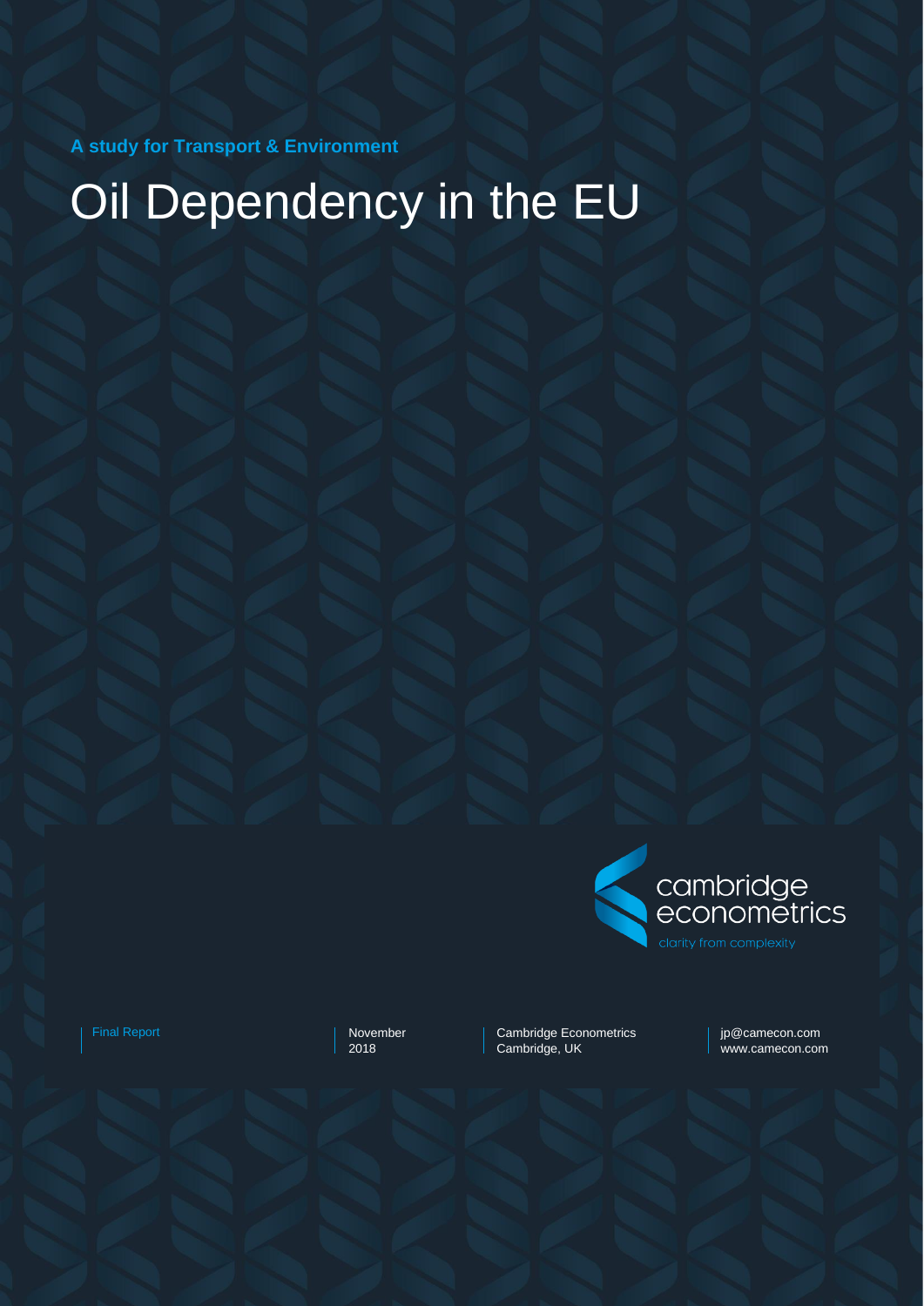**A study for Transport & Environment**

# Oil Dependency in the EU

cambridge econometrics

clarity from complexity

Final Report

November 2018

Cambridge Econometrics
Cambridge, UK

jp@camecon.com
www.camecon.com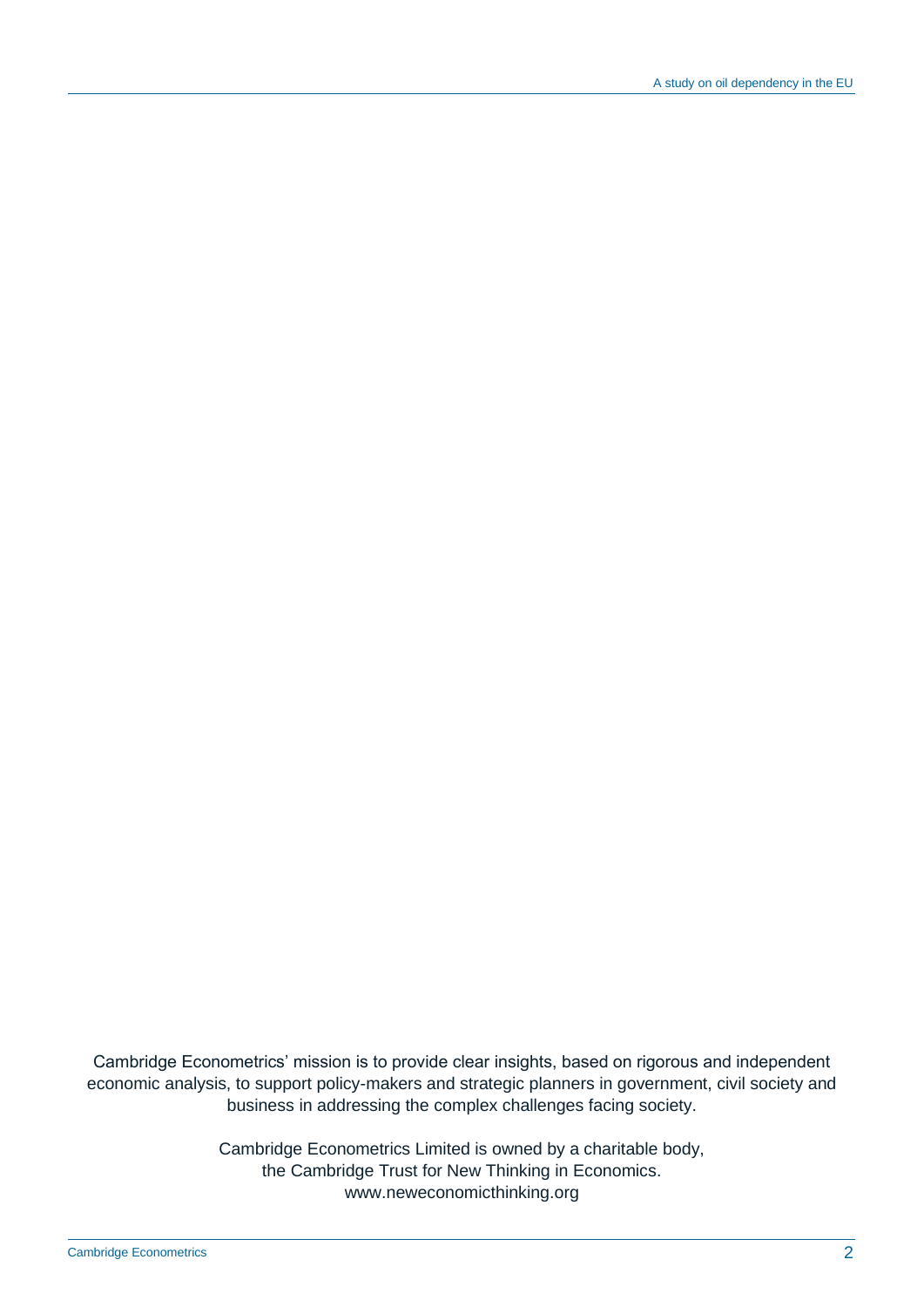Cambridge Econometrics' mission is to provide clear insights, based on rigorous and independent economic analysis, to support policy-makers and strategic planners in government, civil society and business in addressing the complex challenges facing society.

Cambridge Econometrics Limited is owned by a charitable body, the Cambridge Trust for New Thinking in Economics. www.neweconomicthinking.org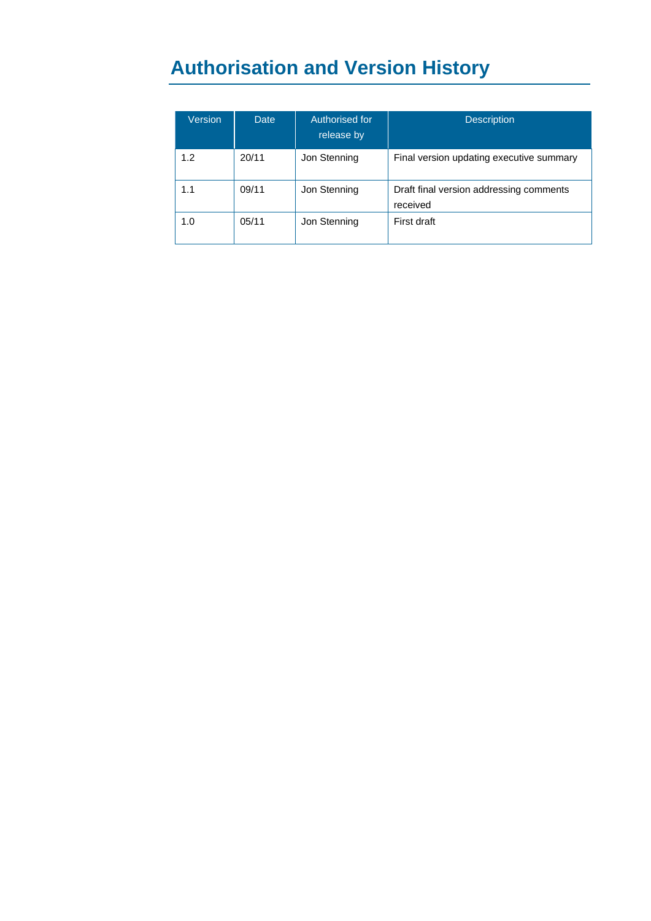# Authorisation and Version History

| Version | Date | Authorised for release by | Description |
| --- | --- | --- | --- |
| 1.2 | 20/11 | Jon Stenning | Final version updating executive summary |
| 1.1 | 09/11 | Jon Stenning | Draft final version addressing comments received |
| 1.0 | 05/11 | Jon Stenning | First draft |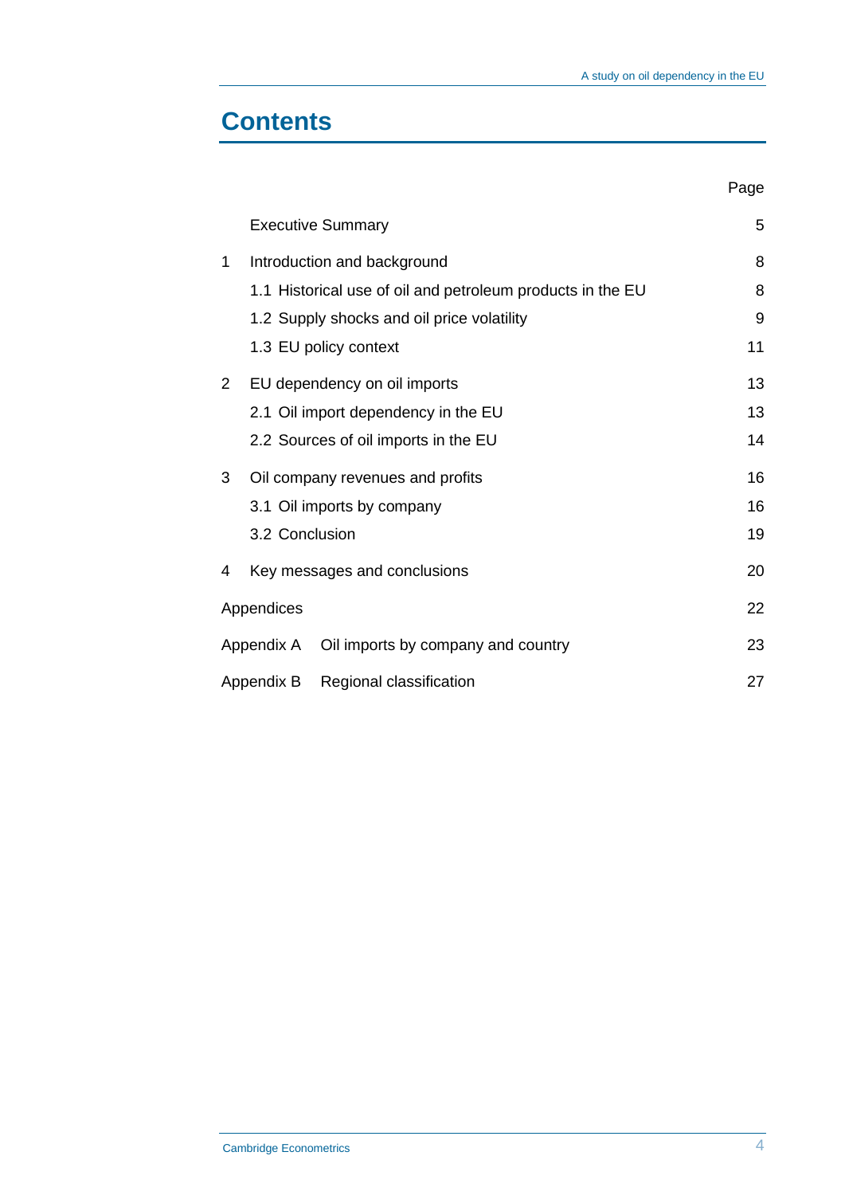# Contents

| | | Page |
|---|---|---|
| | Executive Summary | 5 |
| 1 | Introduction and background | 8 |
| | 1.1 Historical use of oil and petroleum products in the EU | 8 |
| | 1.2 Supply shocks and oil price volatility | 9 |
| | 1.3 EU policy context | 11 |
| 2 | EU dependency on oil imports | 13 |
| | 2.1 Oil import dependency in the EU | 13 |
| | 2.2 Sources of oil imports in the EU | 14 |
| 3 | Oil company revenues and profits | 16 |
| | 3.1 Oil imports by company | 16 |
| | 3.2 Conclusion | 19 |
| 4 | Key messages and conclusions | 20 |
| Appendices | | 22 |
| Appendix A | Oil imports by company and country | 23 |
| Appendix B | Regional classification | 27 |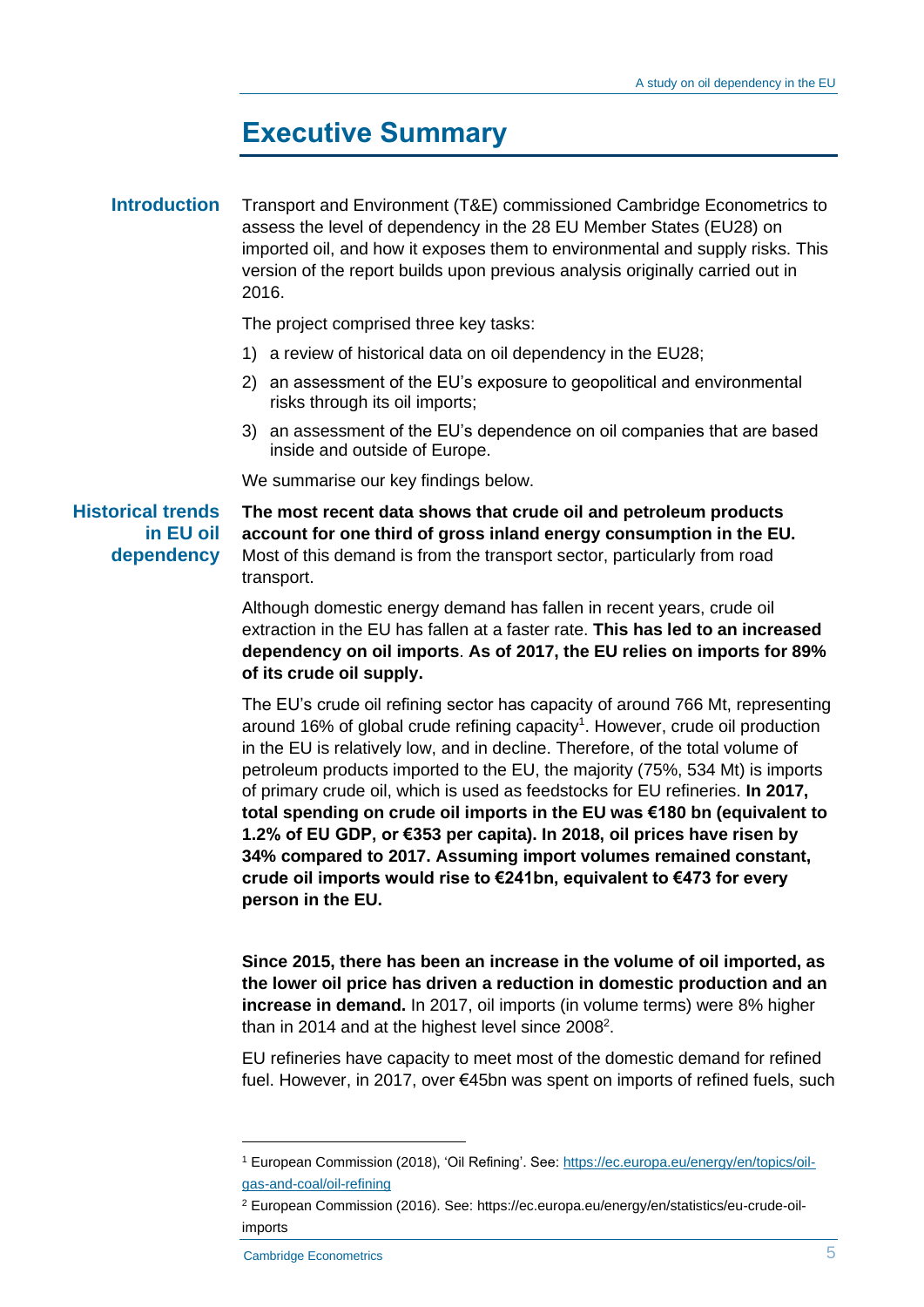# Executive Summary

## Introduction

Transport and Environment (T&E) commissioned Cambridge Econometrics to assess the level of dependency in the 28 EU Member States (EU28) on imported oil, and how it exposes them to environmental and supply risks. This version of the report builds upon previous analysis originally carried out in 2016.

The project comprised three key tasks:

1) a review of historical data on oil dependency in the EU28;
2) an assessment of the EU's exposure to geopolitical and environmental risks through its oil imports;
3) an assessment of the EU's dependence on oil companies that are based inside and outside of Europe.

We summarise our key findings below.

## Historical trends in EU oil dependency

**The most recent data shows that crude oil and petroleum products account for one third of gross inland energy consumption in the EU.** Most of this demand is from the transport sector, particularly from road transport.

Although domestic energy demand has fallen in recent years, crude oil extraction in the EU has fallen at a faster rate. **This has led to an increased dependency on oil imports**. **As of 2017, the EU relies on imports for 89% of its crude oil supply.**

The EU's crude oil refining sector has capacity of around 766 Mt, representing around 16% of global crude refining capacity[1]. However, crude oil production in the EU is relatively low, and in decline. Therefore, of the total volume of petroleum products imported to the EU, the majority (75%, 534 Mt) is imports of primary crude oil, which is used as feedstocks for EU refineries. **In 2017, total spending on crude oil imports in the EU was €180 bn (equivalent to 1.2% of EU GDP, or €353 per capita). In 2018, oil prices have risen by 34% compared to 2017. Assuming import volumes remained constant, crude oil imports would rise to €241bn, equivalent to €473 for every person in the EU.**

**Since 2015, there has been an increase in the volume of oil imported, as the lower oil price has driven a reduction in domestic production and an increase in demand.** In 2017, oil imports (in volume terms) were 8% higher than in 2014 and at the highest level since 2008[2].

EU refineries have capacity to meet most of the domestic demand for refined fuel. However, in 2017, over €45bn was spent on imports of refined fuels, such

---

[1] European Commission (2018), 'Oil Refining'. See: https://ec.europa.eu/energy/en/topics/oil-gas-and-coal/oil-refining

[2] European Commission (2016). See: https://ec.europa.eu/energy/en/statistics/eu-crude-oil-imports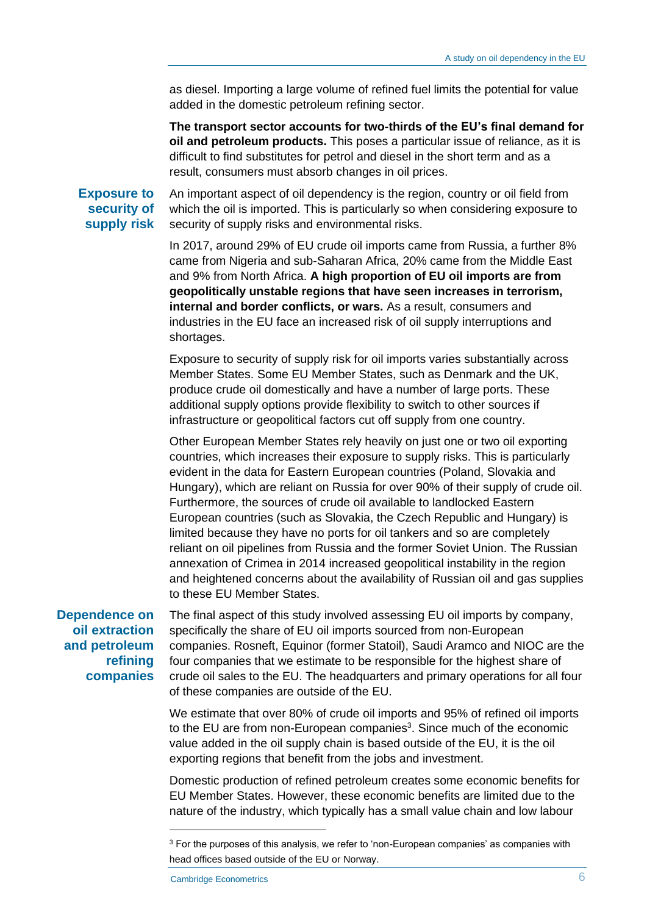as diesel. Importing a large volume of refined fuel limits the potential for value added in the domestic petroleum refining sector.

**The transport sector accounts for two-thirds of the EU's final demand for oil and petroleum products.** This poses a particular issue of reliance, as it is difficult to find substitutes for petrol and diesel in the short term and as a result, consumers must absorb changes in oil prices.

## Exposure to security of supply risk

An important aspect of oil dependency is the region, country or oil field from which the oil is imported. This is particularly so when considering exposure to security of supply risks and environmental risks.

In 2017, around 29% of EU crude oil imports came from Russia, a further 8% came from Nigeria and sub-Saharan Africa, 20% came from the Middle East and 9% from North Africa. **A high proportion of EU oil imports are from geopolitically unstable regions that have seen increases in terrorism, internal and border conflicts, or wars.** As a result, consumers and industries in the EU face an increased risk of oil supply interruptions and shortages.

Exposure to security of supply risk for oil imports varies substantially across Member States. Some EU Member States, such as Denmark and the UK, produce crude oil domestically and have a number of large ports. These additional supply options provide flexibility to switch to other sources if infrastructure or geopolitical factors cut off supply from one country.

Other European Member States rely heavily on just one or two oil exporting countries, which increases their exposure to supply risks. This is particularly evident in the data for Eastern European countries (Poland, Slovakia and Hungary), which are reliant on Russia for over 90% of their supply of crude oil. Furthermore, the sources of crude oil available to landlocked Eastern European countries (such as Slovakia, the Czech Republic and Hungary) is limited because they have no ports for oil tankers and so are completely reliant on oil pipelines from Russia and the former Soviet Union. The Russian annexation of Crimea in 2014 increased geopolitical instability in the region and heightened concerns about the availability of Russian oil and gas supplies to these EU Member States.

## Dependence on oil extraction and petroleum refining companies

The final aspect of this study involved assessing EU oil imports by company, specifically the share of EU oil imports sourced from non-European companies. Rosneft, Equinor (former Statoil), Saudi Aramco and NIOC are the four companies that we estimate to be responsible for the highest share of crude oil sales to the EU. The headquarters and primary operations for all four of these companies are outside of the EU.

We estimate that over 80% of crude oil imports and 95% of refined oil imports to the EU are from non-European companies[3]. Since much of the economic value added in the oil supply chain is based outside of the EU, it is the oil exporting regions that benefit from the jobs and investment.

Domestic production of refined petroleum creates some economic benefits for EU Member States. However, these economic benefits are limited due to the nature of the industry, which typically has a small value chain and low labour

[3] For the purposes of this analysis, we refer to 'non-European companies' as companies with head offices based outside of the EU or Norway.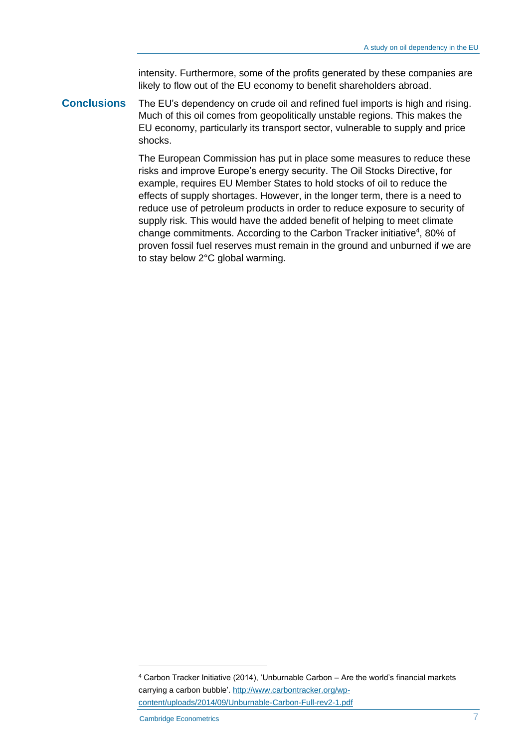intensity. Furthermore, some of the profits generated by these companies are likely to flow out of the EU economy to benefit shareholders abroad.

## Conclusions

The EU's dependency on crude oil and refined fuel imports is high and rising. Much of this oil comes from geopolitically unstable regions. This makes the EU economy, particularly its transport sector, vulnerable to supply and price shocks.

The European Commission has put in place some measures to reduce these risks and improve Europe's energy security. The Oil Stocks Directive, for example, requires EU Member States to hold stocks of oil to reduce the effects of supply shortages. However, in the longer term, there is a need to reduce use of petroleum products in order to reduce exposure to security of supply risk. This would have the added benefit of helping to meet climate change commitments. According to the Carbon Tracker initiative[4], 80% of proven fossil fuel reserves must remain in the ground and unburned if we are to stay below 2°C global warming.

---

[4] Carbon Tracker Initiative (2014), 'Unburnable Carbon – Are the world's financial markets carrying a carbon bubble'. [http://www.carbontracker.org/wp-content/uploads/2014/09/Unburnable-Carbon-Full-rev2-1.pdf](http://www.carbontracker.org/wp-content/uploads/2014/09/Unburnable-Carbon-Full-rev2-1.pdf)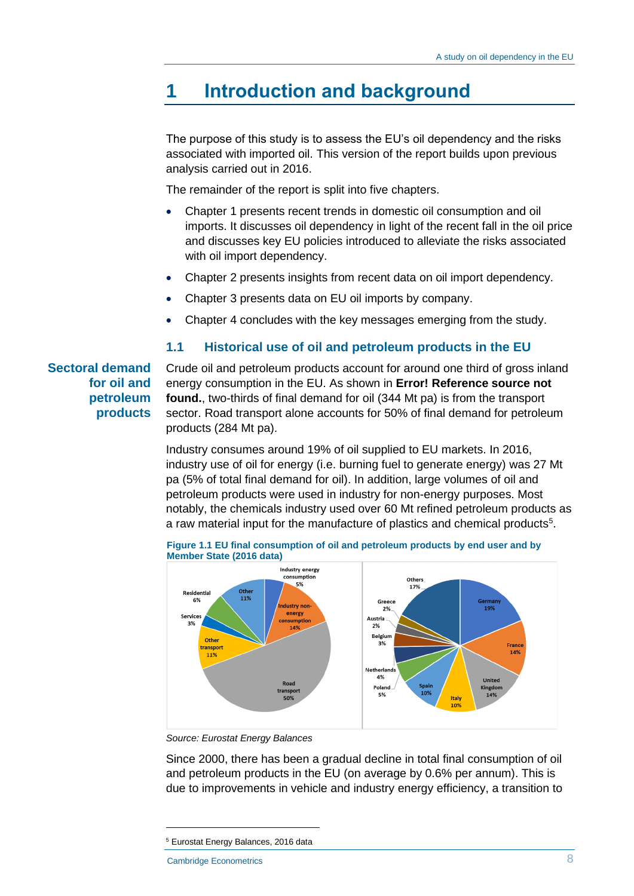# 1 Introduction and background

The purpose of this study is to assess the EU's oil dependency and the risks associated with imported oil. This version of the report builds upon previous analysis carried out in 2016.

The remainder of the report is split into five chapters.

- Chapter 1 presents recent trends in domestic oil consumption and oil imports. It discusses oil dependency in light of the recent fall in the oil price and discusses key EU policies introduced to alleviate the risks associated with oil import dependency.
- Chapter 2 presents insights from recent data on oil import dependency.
- Chapter 3 presents data on EU oil imports by company.
- Chapter 4 concludes with the key messages emerging from the study.

## 1.1 Historical use of oil and petroleum products in the EU

**Sectoral demand for oil and petroleum products**

Crude oil and petroleum products account for around one third of gross inland energy consumption in the EU. As shown in **Error! Reference source not found.**, two-thirds of final demand for oil (344 Mt pa) is from the transport sector. Road transport alone accounts for 50% of final demand for petroleum products (284 Mt pa).

Industry consumes around 19% of oil supplied to EU markets. In 2016, industry use of oil for energy (i.e. burning fuel to generate energy) was 27 Mt pa (5% of total final demand for oil). In addition, large volumes of oil and petroleum products were used in industry for non-energy purposes. Most notably, the chemicals industry used over 60 Mt refined petroleum products as a raw material input for the manufacture of plastics and chemical products[5].

**Figure 1.1 EU final consumption of oil and petroleum products by end user and by Member State (2016 data)**

| End user | Share |
|---|---|
| Road transport | 50% |
| Industry non-energy consumption | 14% |
| Other transport | 11% |
| Other | 11% |
| Residential | 6% |
| Industry energy consumption | 5% |
| Services | 3% |

| Member State | Share |
|---|---|
| Germany | 19% |
| Others | 17% |
| France | 14% |
| United Kingdom | 14% |
| Italy | 10% |
| Spain | 10% |
| Poland | 5% |
| Netherlands | 4% |
| Belgium | 3% |
| Austria | 2% |
| Greece | 2% |

*Source: Eurostat Energy Balances*

Since 2000, there has been a gradual decline in total final consumption of oil and petroleum products in the EU (on average by 0.6% per annum). This is due to improvements in vehicle and industry energy efficiency, a transition to

[5] Eurostat Energy Balances, 2016 data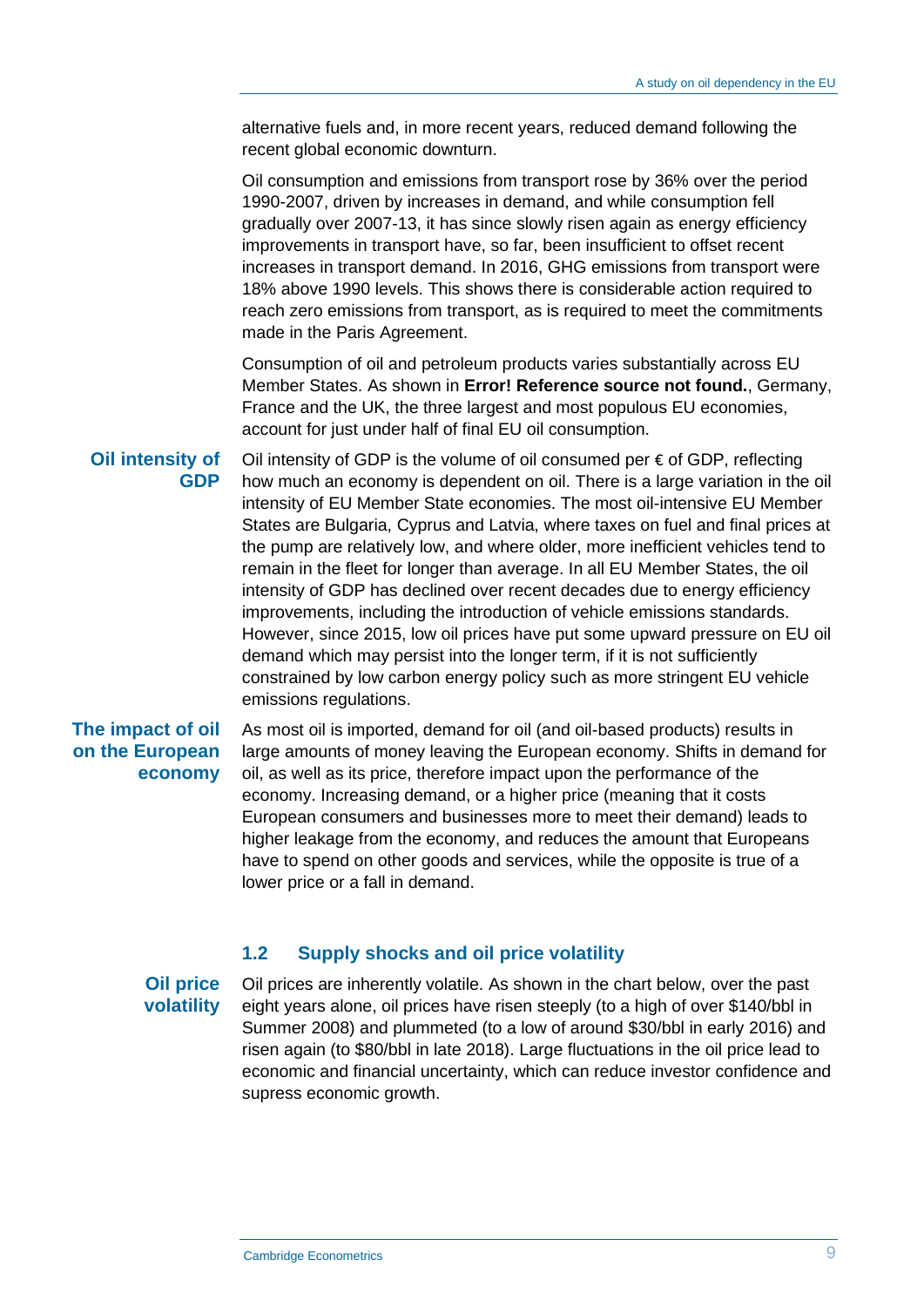alternative fuels and, in more recent years, reduced demand following the recent global economic downturn.

Oil consumption and emissions from transport rose by 36% over the period 1990-2007, driven by increases in demand, and while consumption fell gradually over 2007-13, it has since slowly risen again as energy efficiency improvements in transport have, so far, been insufficient to offset recent increases in transport demand. In 2016, GHG emissions from transport were 18% above 1990 levels. This shows there is considerable action required to reach zero emissions from transport, as is required to meet the commitments made in the Paris Agreement.

Consumption of oil and petroleum products varies substantially across EU Member States. As shown in **Error! Reference source not found.**, Germany, France and the UK, the three largest and most populous EU economies, account for just under half of final EU oil consumption.

**Oil intensity of GDP**

Oil intensity of GDP is the volume of oil consumed per € of GDP, reflecting how much an economy is dependent on oil. There is a large variation in the oil intensity of EU Member State economies. The most oil-intensive EU Member States are Bulgaria, Cyprus and Latvia, where taxes on fuel and final prices at the pump are relatively low, and where older, more inefficient vehicles tend to remain in the fleet for longer than average. In all EU Member States, the oil intensity of GDP has declined over recent decades due to energy efficiency improvements, including the introduction of vehicle emissions standards. However, since 2015, low oil prices have put some upward pressure on EU oil demand which may persist into the longer term, if it is not sufficiently constrained by low carbon energy policy such as more stringent EU vehicle emissions regulations.

**The impact of oil on the European economy**

As most oil is imported, demand for oil (and oil-based products) results in large amounts of money leaving the European economy. Shifts in demand for oil, as well as its price, therefore impact upon the performance of the economy. Increasing demand, or a higher price (meaning that it costs European consumers and businesses more to meet their demand) leads to higher leakage from the economy, and reduces the amount that Europeans have to spend on other goods and services, while the opposite is true of a lower price or a fall in demand.

## 1.2 Supply shocks and oil price volatility

**Oil price volatility**

Oil prices are inherently volatile. As shown in the chart below, over the past eight years alone, oil prices have risen steeply (to a high of over $140/bbl in Summer 2008) and plummeted (to a low of around $30/bbl in early 2016) and risen again (to $80/bbl in late 2018). Large fluctuations in the oil price lead to economic and financial uncertainty, which can reduce investor confidence and supress economic growth.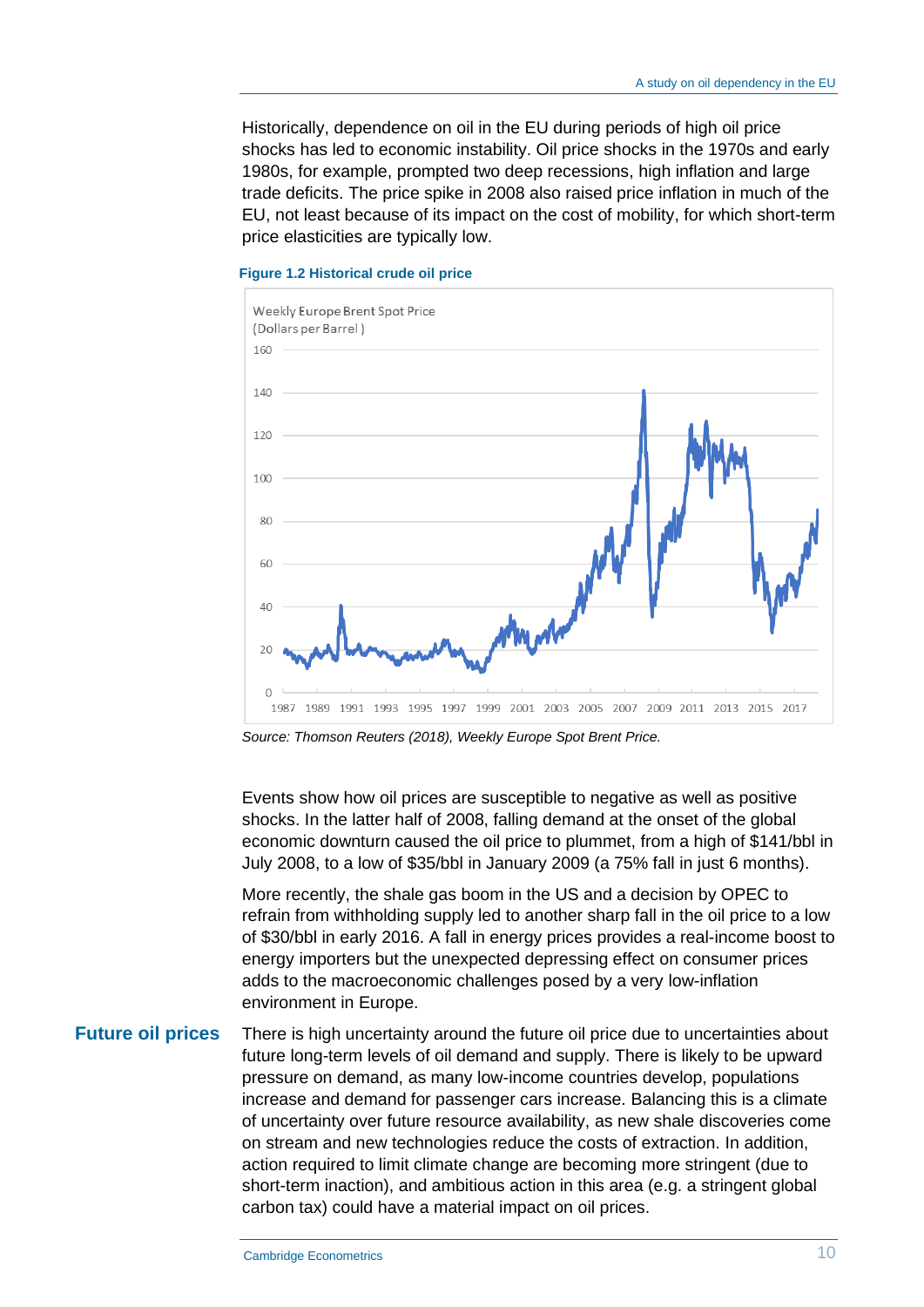Historically, dependence on oil in the EU during periods of high oil price shocks has led to economic instability. Oil price shocks in the 1970s and early 1980s, for example, prompted two deep recessions, high inflation and large trade deficits. The price spike in 2008 also raised price inflation in much of the EU, not least because of its impact on the cost of mobility, for which short-term price elasticities are typically low.

**Figure 1.2 Historical crude oil price**

*Source: Thomson Reuters (2018), Weekly Europe Spot Brent Price.*

Events show how oil prices are susceptible to negative as well as positive shocks. In the latter half of 2008, falling demand at the onset of the global economic downturn caused the oil price to plummet, from a high of $141/bbl in July 2008, to a low of $35/bbl in January 2009 (a 75% fall in just 6 months).

More recently, the shale gas boom in the US and a decision by OPEC to refrain from withholding supply led to another sharp fall in the oil price to a low of $30/bbl in early 2016. A fall in energy prices provides a real-income boost to energy importers but the unexpected depressing effect on consumer prices adds to the macroeconomic challenges posed by a very low-inflation environment in Europe.

## Future oil prices

There is high uncertainty around the future oil price due to uncertainties about future long-term levels of oil demand and supply. There is likely to be upward pressure on demand, as many low-income countries develop, populations increase and demand for passenger cars increase. Balancing this is a climate of uncertainty over future resource availability, as new shale discoveries come on stream and new technologies reduce the costs of extraction. In addition, action required to limit climate change are becoming more stringent (due to short-term inaction), and ambitious action in this area (e.g. a stringent global carbon tax) could have a material impact on oil prices.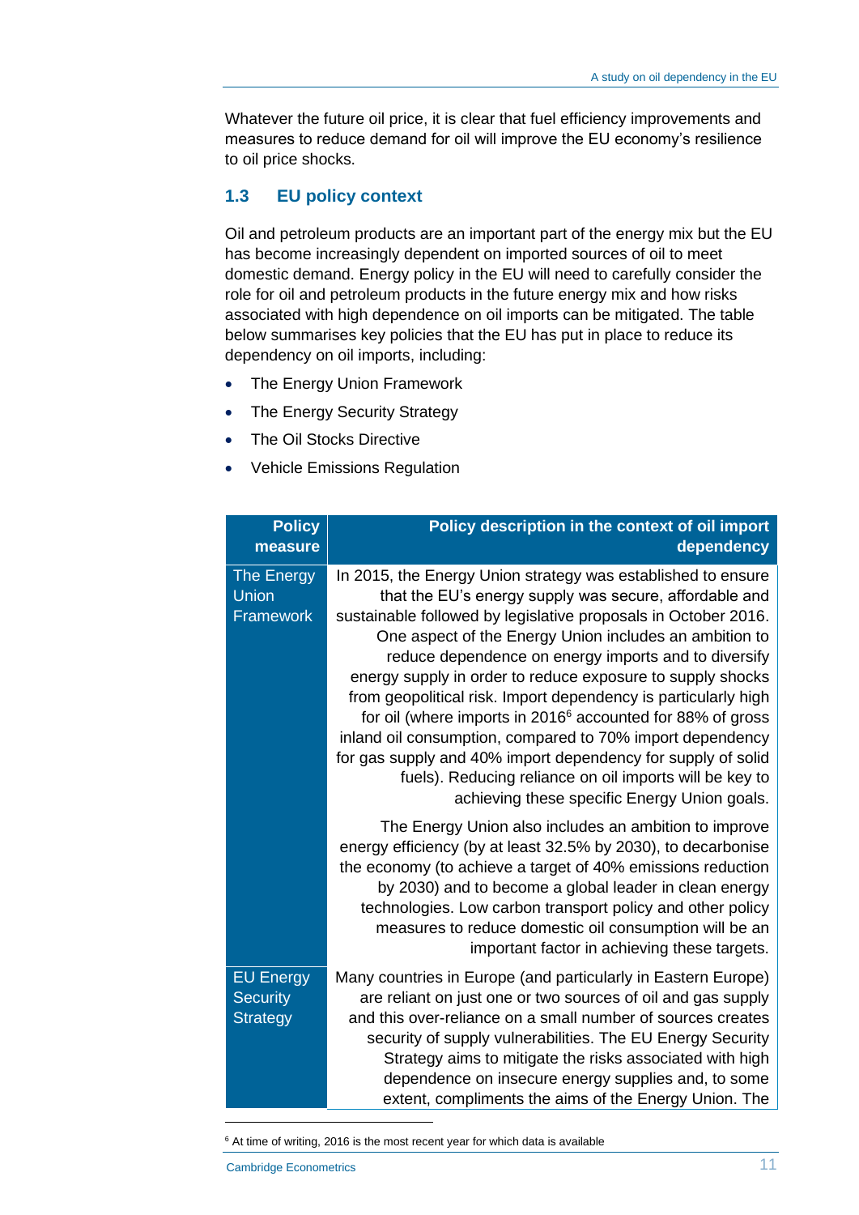Whatever the future oil price, it is clear that fuel efficiency improvements and measures to reduce demand for oil will improve the EU economy's resilience to oil price shocks.

## 1.3 EU policy context

Oil and petroleum products are an important part of the energy mix but the EU has become increasingly dependent on imported sources of oil to meet domestic demand. Energy policy in the EU will need to carefully consider the role for oil and petroleum products in the future energy mix and how risks associated with high dependence on oil imports can be mitigated. The table below summarises key policies that the EU has put in place to reduce its dependency on oil imports, including:

- The Energy Union Framework
- The Energy Security Strategy
- The Oil Stocks Directive
- Vehicle Emissions Regulation

| Policy measure | Policy description in the context of oil import dependency |
|---|---|
| The Energy Union Framework | In 2015, the Energy Union strategy was established to ensure that the EU's energy supply was secure, affordable and sustainable followed by legislative proposals in October 2016. One aspect of the Energy Union includes an ambition to reduce dependence on energy imports and to diversify energy supply in order to reduce exposure to supply shocks from geopolitical risk. Import dependency is particularly high for oil (where imports in 2016[6] accounted for 88% of gross inland oil consumption, compared to 70% import dependency for gas supply and 40% import dependency for supply of solid fuels). Reducing reliance on oil imports will be key to achieving these specific Energy Union goals.<br><br>The Energy Union also includes an ambition to improve energy efficiency (by at least 32.5% by 2030), to decarbonise the economy (to achieve a target of 40% emissions reduction by 2030) and to become a global leader in clean energy technologies. Low carbon transport policy and other policy measures to reduce domestic oil consumption will be an important factor in achieving these targets. |
| EU Energy Security Strategy | Many countries in Europe (and particularly in Eastern Europe) are reliant on just one or two sources of oil and gas supply and this over-reliance on a small number of sources creates security of supply vulnerabilities. The EU Energy Security Strategy aims to mitigate the risks associated with high dependence on insecure energy supplies and, to some extent, compliments the aims of the Energy Union. The |

[6] At time of writing, 2016 is the most recent year for which data is available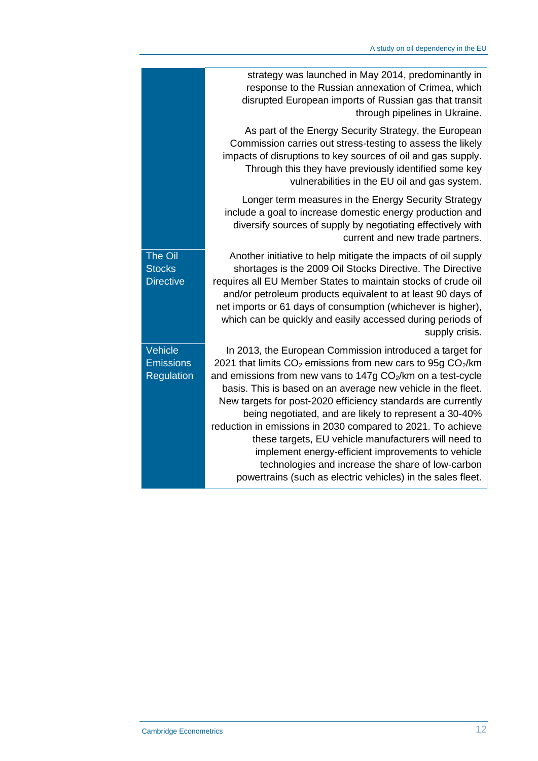| | |
|---|---|
| | strategy was launched in May 2014, predominantly in response to the Russian annexation of Crimea, which disrupted European imports of Russian gas that transit through pipelines in Ukraine.<br><br>As part of the Energy Security Strategy, the European Commission carries out stress-testing to assess the likely impacts of disruptions to key sources of oil and gas supply. Through this they have previously identified some key vulnerabilities in the EU oil and gas system.<br><br>Longer term measures in the Energy Security Strategy include a goal to increase domestic energy production and diversify sources of supply by negotiating effectively with current and new trade partners. |
| The Oil Stocks Directive | Another initiative to help mitigate the impacts of oil supply shortages is the 2009 Oil Stocks Directive. The Directive requires all EU Member States to maintain stocks of crude oil and/or petroleum products equivalent to at least 90 days of net imports or 61 days of consumption (whichever is higher), which can be quickly and easily accessed during periods of supply crisis. |
| Vehicle Emissions Regulation | In 2013, the European Commission introduced a target for 2021 that limits $CO_2$ emissions from new cars to 95g $CO_2$/km and emissions from new vans to 147g $CO_2$/km on a test-cycle basis. This is based on an average new vehicle in the fleet. New targets for post-2020 efficiency standards are currently being negotiated, and are likely to represent a 30-40% reduction in emissions in 2030 compared to 2021. To achieve these targets, EU vehicle manufacturers will need to implement energy-efficient improvements to vehicle technologies and increase the share of low-carbon powertrains (such as electric vehicles) in the sales fleet. |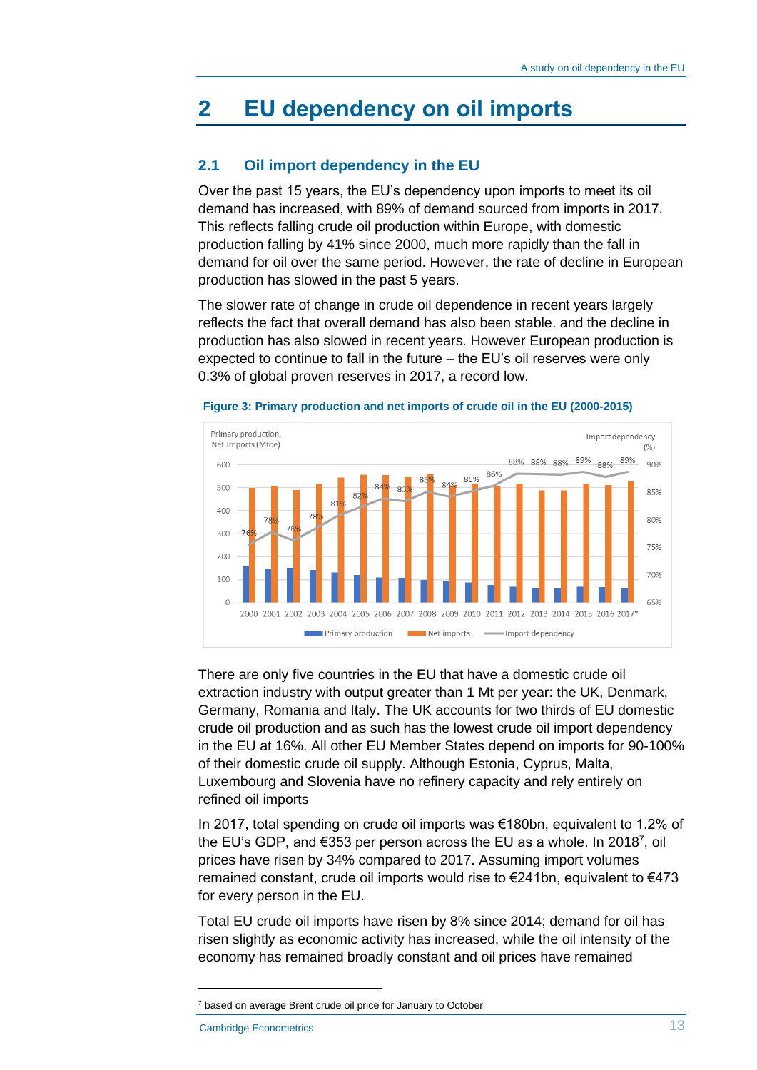# 2 EU dependency on oil imports

## 2.1 Oil import dependency in the EU

Over the past 15 years, the EU's dependency upon imports to meet its oil demand has increased, with 89% of demand sourced from imports in 2017. This reflects falling crude oil production within Europe, with domestic production falling by 41% since 2000, much more rapidly than the fall in demand for oil over the same period. However, the rate of decline in European production has slowed in the past 5 years.

The slower rate of change in crude oil dependence in recent years largely reflects the fact that overall demand has also been stable. and the decline in production has also slowed in recent years. However European production is expected to continue to fall in the future – the EU's oil reserves were only 0.3% of global proven reserves in 2017, a record low.

**Figure 3: Primary production and net imports of crude oil in the EU (2000-2015)**

There are only five countries in the EU that have a domestic crude oil extraction industry with output greater than 1 Mt per year: the UK, Denmark, Germany, Romania and Italy. The UK accounts for two thirds of EU domestic crude oil production and as such has the lowest crude oil import dependency in the EU at 16%. All other EU Member States depend on imports for 90-100% of their domestic crude oil supply. Although Estonia, Cyprus, Malta, Luxembourg and Slovenia have no refinery capacity and rely entirely on refined oil imports

In 2017, total spending on crude oil imports was €180bn, equivalent to 1.2% of the EU's GDP, and €353 per person across the EU as a whole. In 2018[7], oil prices have risen by 34% compared to 2017. Assuming import volumes remained constant, crude oil imports would rise to €241bn, equivalent to €473 for every person in the EU.

Total EU crude oil imports have risen by 8% since 2014; demand for oil has risen slightly as economic activity has increased, while the oil intensity of the economy has remained broadly constant and oil prices have remained

[7] based on average Brent crude oil price for January to October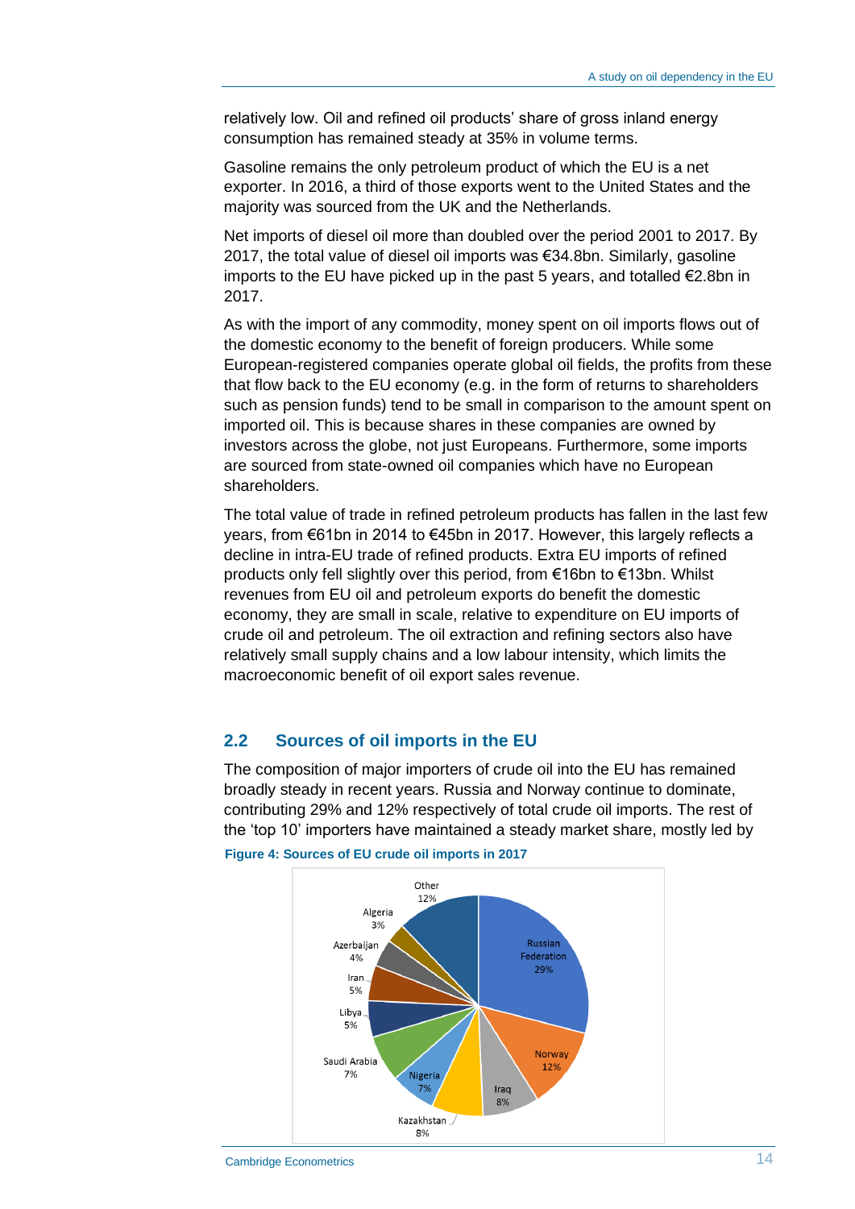relatively low. Oil and refined oil products' share of gross inland energy consumption has remained steady at 35% in volume terms.

Gasoline remains the only petroleum product of which the EU is a net exporter. In 2016, a third of those exports went to the United States and the majority was sourced from the UK and the Netherlands.

Net imports of diesel oil more than doubled over the period 2001 to 2017. By 2017, the total value of diesel oil imports was €34.8bn. Similarly, gasoline imports to the EU have picked up in the past 5 years, and totalled €2.8bn in 2017.

As with the import of any commodity, money spent on oil imports flows out of the domestic economy to the benefit of foreign producers. While some European-registered companies operate global oil fields, the profits from these that flow back to the EU economy (e.g. in the form of returns to shareholders such as pension funds) tend to be small in comparison to the amount spent on imported oil. This is because shares in these companies are owned by investors across the globe, not just Europeans. Furthermore, some imports are sourced from state-owned oil companies which have no European shareholders.

The total value of trade in refined petroleum products has fallen in the last few years, from €61bn in 2014 to €45bn in 2017. However, this largely reflects a decline in intra-EU trade of refined products. Extra EU imports of refined products only fell slightly over this period, from €16bn to €13bn. Whilst revenues from EU oil and petroleum exports do benefit the domestic economy, they are small in scale, relative to expenditure on EU imports of crude oil and petroleum. The oil extraction and refining sectors also have relatively small supply chains and a low labour intensity, which limits the macroeconomic benefit of oil export sales revenue.

## 2.2 Sources of oil imports in the EU

The composition of major importers of crude oil into the EU has remained broadly steady in recent years. Russia and Norway continue to dominate, contributing 29% and 12% respectively of total crude oil imports. The rest of the 'top 10' importers have maintained a steady market share, mostly led by

**Figure 4: Sources of EU crude oil imports in 2017**

| Source | Share |
|---|---|
| Russian Federation | 29% |
| Norway | 12% |
| Iraq | 8% |
| Kazakhstan | 8% |
| Nigeria | 7% |
| Saudi Arabia | 7% |
| Libya | 5% |
| Iran | 5% |
| Azerbaijan | 4% |
| Algeria | 3% |
| Other | 12% |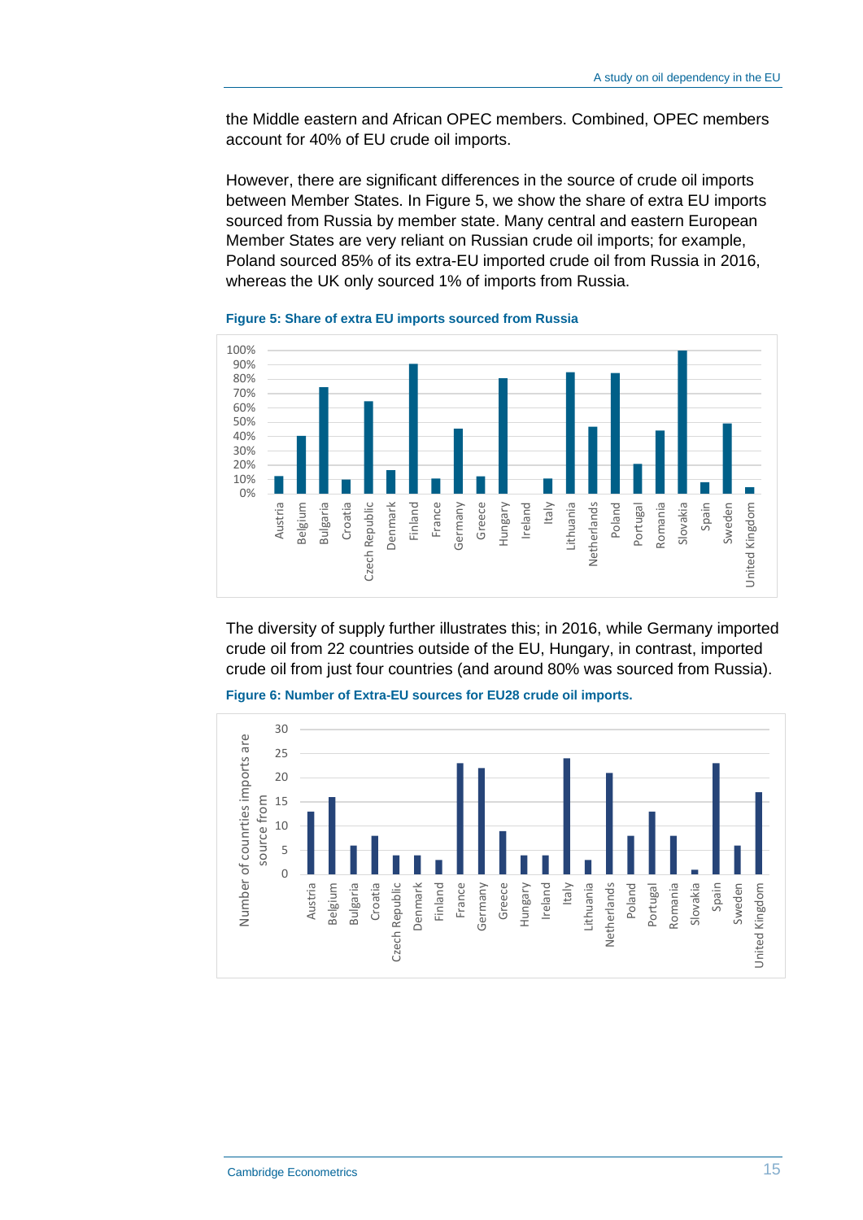the Middle eastern and African OPEC members. Combined, OPEC members account for 40% of EU crude oil imports.

However, there are significant differences in the source of crude oil imports between Member States. In Figure 5, we show the share of extra EU imports sourced from Russia by member state. Many central and eastern European Member States are very reliant on Russian crude oil imports; for example, Poland sourced 85% of its extra-EU imported crude oil from Russia in 2016, whereas the UK only sourced 1% of imports from Russia.

**Figure 5: Share of extra EU imports sourced from Russia**

The diversity of supply further illustrates this; in 2016, while Germany imported crude oil from 22 countries outside of the EU, Hungary, in contrast, imported crude oil from just four countries (and around 80% was sourced from Russia).

**Figure 6: Number of Extra-EU sources for EU28 crude oil imports.**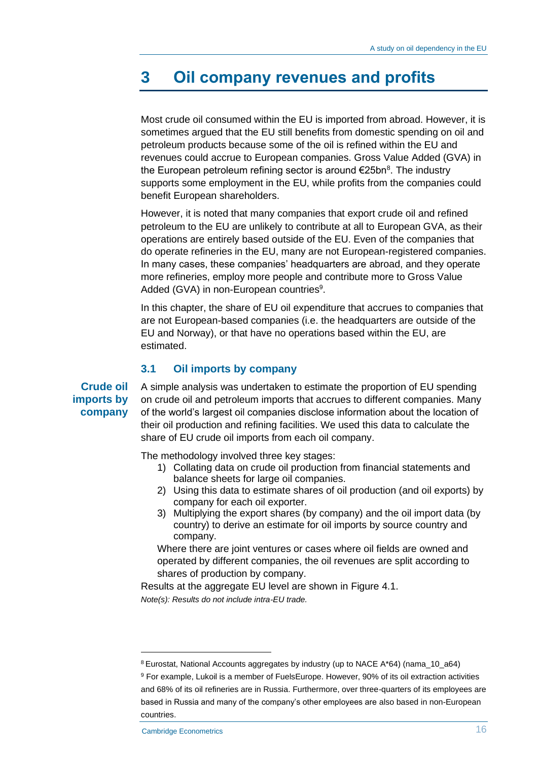# 3 Oil company revenues and profits

Most crude oil consumed within the EU is imported from abroad. However, it is sometimes argued that the EU still benefits from domestic spending on oil and petroleum products because some of the oil is refined within the EU and revenues could accrue to European companies. Gross Value Added (GVA) in the European petroleum refining sector is around €25bn[8]. The industry supports some employment in the EU, while profits from the companies could benefit European shareholders.

However, it is noted that many companies that export crude oil and refined petroleum to the EU are unlikely to contribute at all to European GVA, as their operations are entirely based outside of the EU. Even of the companies that do operate refineries in the EU, many are not European-registered companies. In many cases, these companies' headquarters are abroad, and they operate more refineries, employ more people and contribute more to Gross Value Added (GVA) in non-European countries[9].

In this chapter, the share of EU oil expenditure that accrues to companies that are not European-based companies (i.e. the headquarters are outside of the EU and Norway), or that have no operations based within the EU, are estimated.

## 3.1 Oil imports by company

**Crude oil imports by company**

A simple analysis was undertaken to estimate the proportion of EU spending on crude oil and petroleum imports that accrues to different companies. Many of the world's largest oil companies disclose information about the location of their oil production and refining facilities. We used this data to calculate the share of EU crude oil imports from each oil company.

The methodology involved three key stages:

1) Collating data on crude oil production from financial statements and balance sheets for large oil companies.
2) Using this data to estimate shares of oil production (and oil exports) by company for each oil exporter.
3) Multiplying the export shares (by company) and the oil import data (by country) to derive an estimate for oil imports by source country and company.

Where there are joint ventures or cases where oil fields are owned and operated by different companies, the oil revenues are split according to shares of production by company.

Results at the aggregate EU level are shown in Figure 4.1.

*Note(s): Results do not include intra-EU trade.*

---

[8] Eurostat, National Accounts aggregates by industry (up to NACE A*64) (nama_10_a64)

[9] For example, Lukoil is a member of FuelsEurope. However, 90% of its oil extraction activities and 68% of its oil refineries are in Russia. Furthermore, over three-quarters of its employees are based in Russia and many of the company's other employees are also based in non-European countries.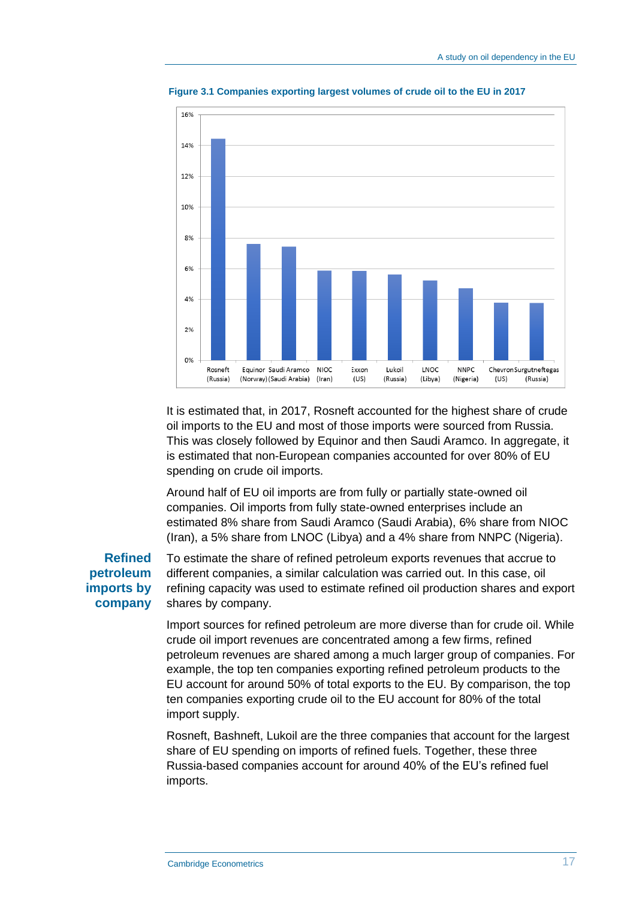**Figure 3.1 Companies exporting largest volumes of crude oil to the EU in 2017**

It is estimated that, in 2017, Rosneft accounted for the highest share of crude oil imports to the EU and most of those imports were sourced from Russia. This was closely followed by Equinor and then Saudi Aramco. In aggregate, it is estimated that non-European companies accounted for over 80% of EU spending on crude oil imports.

Around half of EU oil imports are from fully or partially state-owned oil companies. Oil imports from fully state-owned enterprises include an estimated 8% share from Saudi Aramco (Saudi Arabia), 6% share from NIOC (Iran), a 5% share from LNOC (Libya) and a 4% share from NNPC (Nigeria).

### Refined petroleum imports by company

To estimate the share of refined petroleum exports revenues that accrue to different companies, a similar calculation was carried out. In this case, oil refining capacity was used to estimate refined oil production shares and export shares by company.

Import sources for refined petroleum are more diverse than for crude oil. While crude oil import revenues are concentrated among a few firms, refined petroleum revenues are shared among a much larger group of companies. For example, the top ten companies exporting refined petroleum products to the EU account for around 50% of total exports to the EU. By comparison, the top ten companies exporting crude oil to the EU account for 80% of the total import supply.

Rosneft, Bashneft, Lukoil are the three companies that account for the largest share of EU spending on imports of refined fuels. Together, these three Russia-based companies account for around 40% of the EU's refined fuel imports.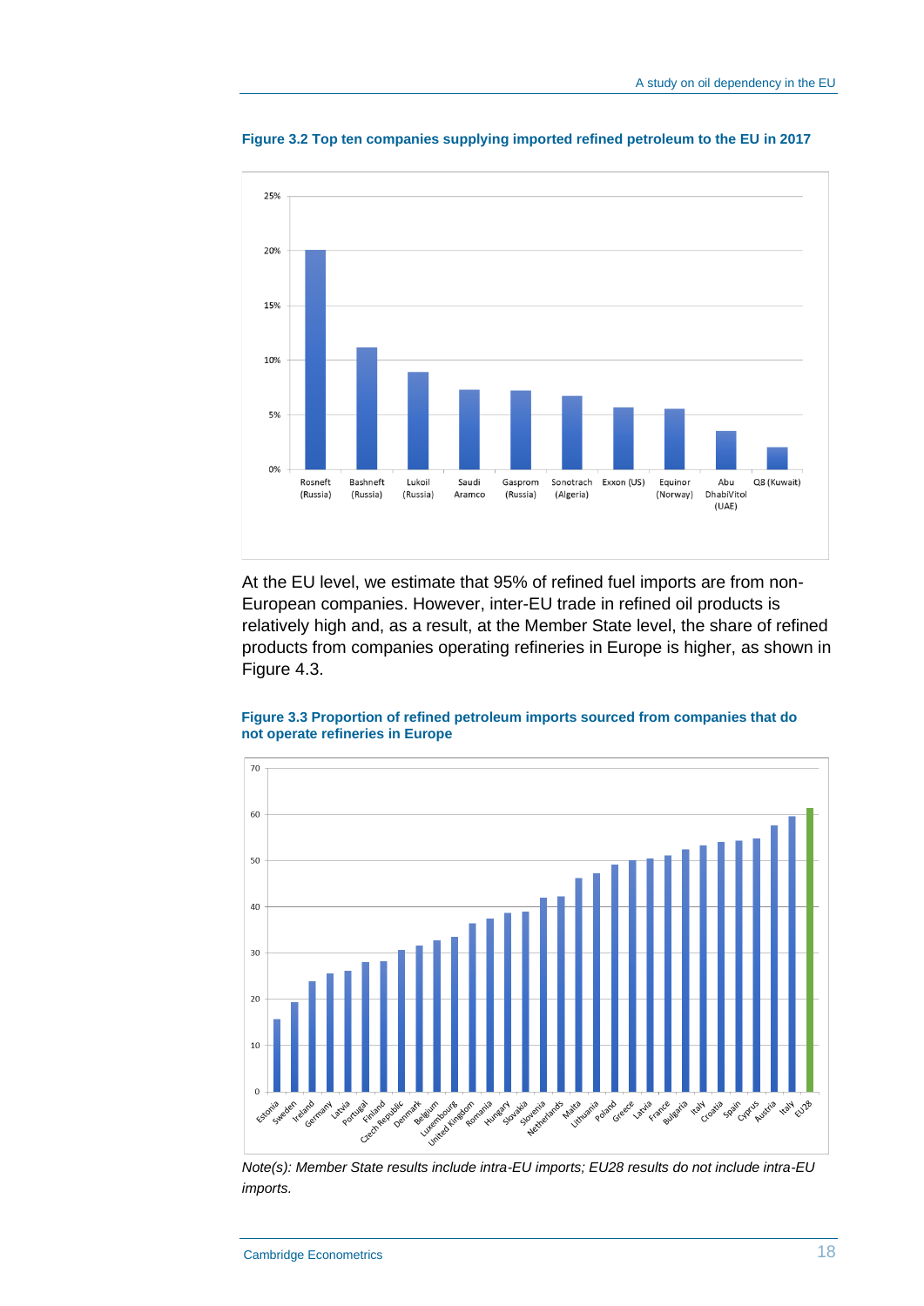**Figure 3.2 Top ten companies supplying imported refined petroleum to the EU in 2017**

At the EU level, we estimate that 95% of refined fuel imports are from non-European companies. However, inter-EU trade in refined oil products is relatively high and, as a result, at the Member State level, the share of refined products from companies operating refineries in Europe is higher, as shown in Figure 4.3.

**Figure 3.3 Proportion of refined petroleum imports sourced from companies that do not operate refineries in Europe**

*Note(s): Member State results include intra-EU imports; EU28 results do not include intra-EU imports.*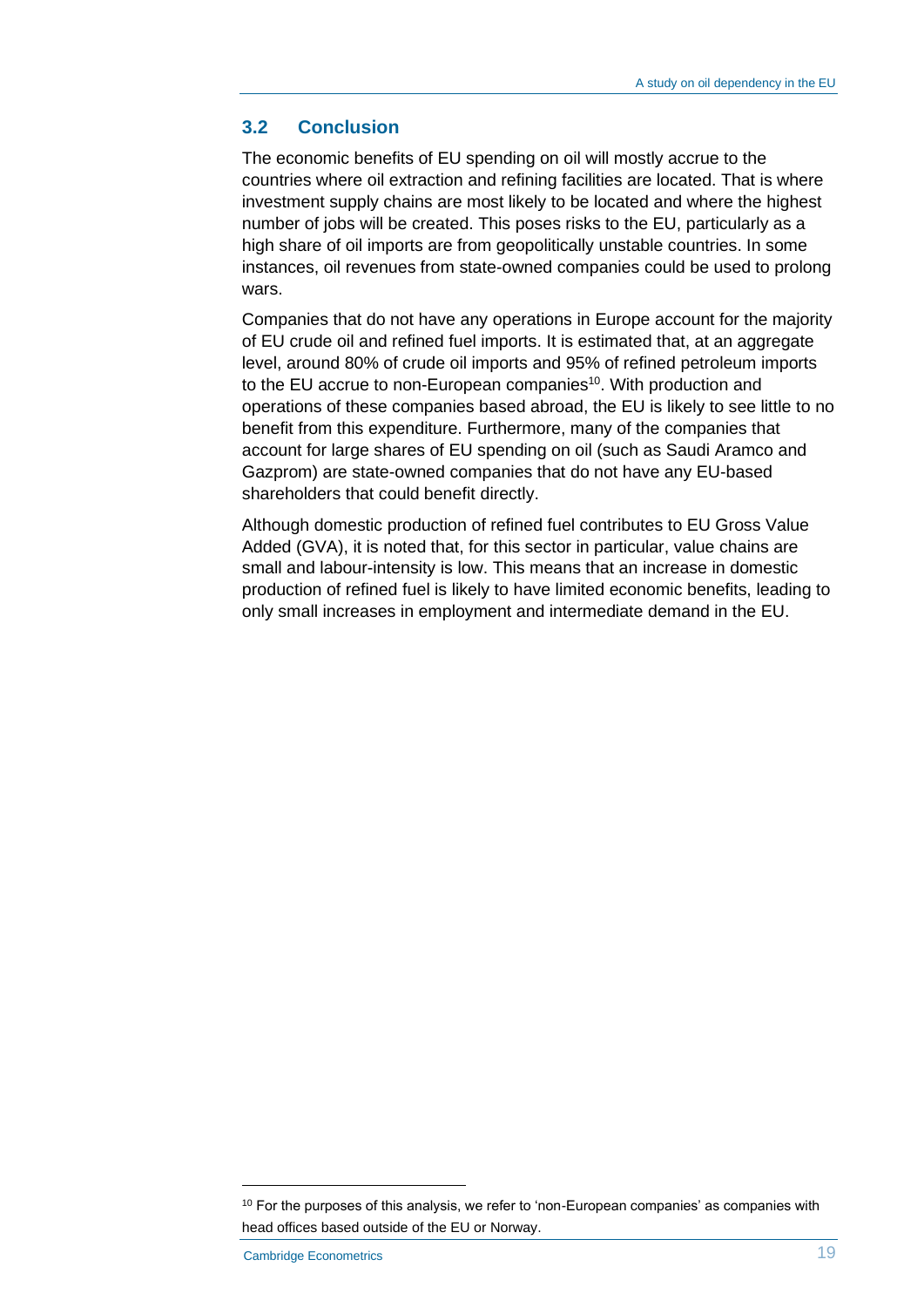## 3.2 Conclusion

The economic benefits of EU spending on oil will mostly accrue to the countries where oil extraction and refining facilities are located. That is where investment supply chains are most likely to be located and where the highest number of jobs will be created. This poses risks to the EU, particularly as a high share of oil imports are from geopolitically unstable countries. In some instances, oil revenues from state-owned companies could be used to prolong wars.

Companies that do not have any operations in Europe account for the majority of EU crude oil and refined fuel imports. It is estimated that, at an aggregate level, around 80% of crude oil imports and 95% of refined petroleum imports to the EU accrue to non-European companies[10]. With production and operations of these companies based abroad, the EU is likely to see little to no benefit from this expenditure. Furthermore, many of the companies that account for large shares of EU spending on oil (such as Saudi Aramco and Gazprom) are state-owned companies that do not have any EU-based shareholders that could benefit directly.

Although domestic production of refined fuel contributes to EU Gross Value Added (GVA), it is noted that, for this sector in particular, value chains are small and labour-intensity is low. This means that an increase in domestic production of refined fuel is likely to have limited economic benefits, leading to only small increases in employment and intermediate demand in the EU.

[10] For the purposes of this analysis, we refer to 'non-European companies' as companies with head offices based outside of the EU or Norway.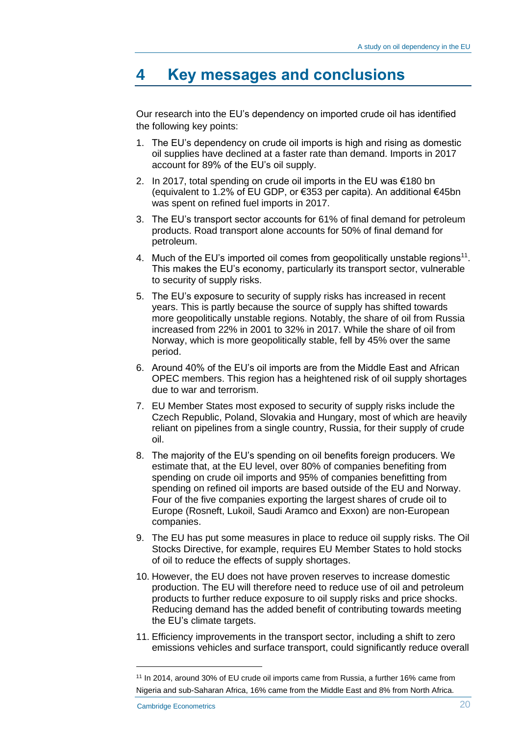# 4 Key messages and conclusions

Our research into the EU's dependency on imported crude oil has identified the following key points:

1. The EU's dependency on crude oil imports is high and rising as domestic oil supplies have declined at a faster rate than demand. Imports in 2017 account for 89% of the EU's oil supply.
2. In 2017, total spending on crude oil imports in the EU was €180 bn (equivalent to 1.2% of EU GDP, or €353 per capita). An additional €45bn was spent on refined fuel imports in 2017.
3. The EU's transport sector accounts for 61% of final demand for petroleum products. Road transport alone accounts for 50% of final demand for petroleum.
4. Much of the EU's imported oil comes from geopolitically unstable regions[11]. This makes the EU's economy, particularly its transport sector, vulnerable to security of supply risks.
5. The EU's exposure to security of supply risks has increased in recent years. This is partly because the source of supply has shifted towards more geopolitically unstable regions. Notably, the share of oil from Russia increased from 22% in 2001 to 32% in 2017. While the share of oil from Norway, which is more geopolitically stable, fell by 45% over the same period.
6. Around 40% of the EU's oil imports are from the Middle East and African OPEC members. This region has a heightened risk of oil supply shortages due to war and terrorism.
7. EU Member States most exposed to security of supply risks include the Czech Republic, Poland, Slovakia and Hungary, most of which are heavily reliant on pipelines from a single country, Russia, for their supply of crude oil.
8. The majority of the EU's spending on oil benefits foreign producers. We estimate that, at the EU level, over 80% of companies benefiting from spending on crude oil imports and 95% of companies benefitting from spending on refined oil imports are based outside of the EU and Norway. Four of the five companies exporting the largest shares of crude oil to Europe (Rosneft, Lukoil, Saudi Aramco and Exxon) are non-European companies.
9. The EU has put some measures in place to reduce oil supply risks. The Oil Stocks Directive, for example, requires EU Member States to hold stocks of oil to reduce the effects of supply shortages.
10. However, the EU does not have proven reserves to increase domestic production. The EU will therefore need to reduce use of oil and petroleum products to further reduce exposure to oil supply risks and price shocks. Reducing demand has the added benefit of contributing towards meeting the EU's climate targets.
11. Efficiency improvements in the transport sector, including a shift to zero emissions vehicles and surface transport, could significantly reduce overall

[11] In 2014, around 30% of EU crude oil imports came from Russia, a further 16% came from Nigeria and sub-Saharan Africa, 16% came from the Middle East and 8% from North Africa.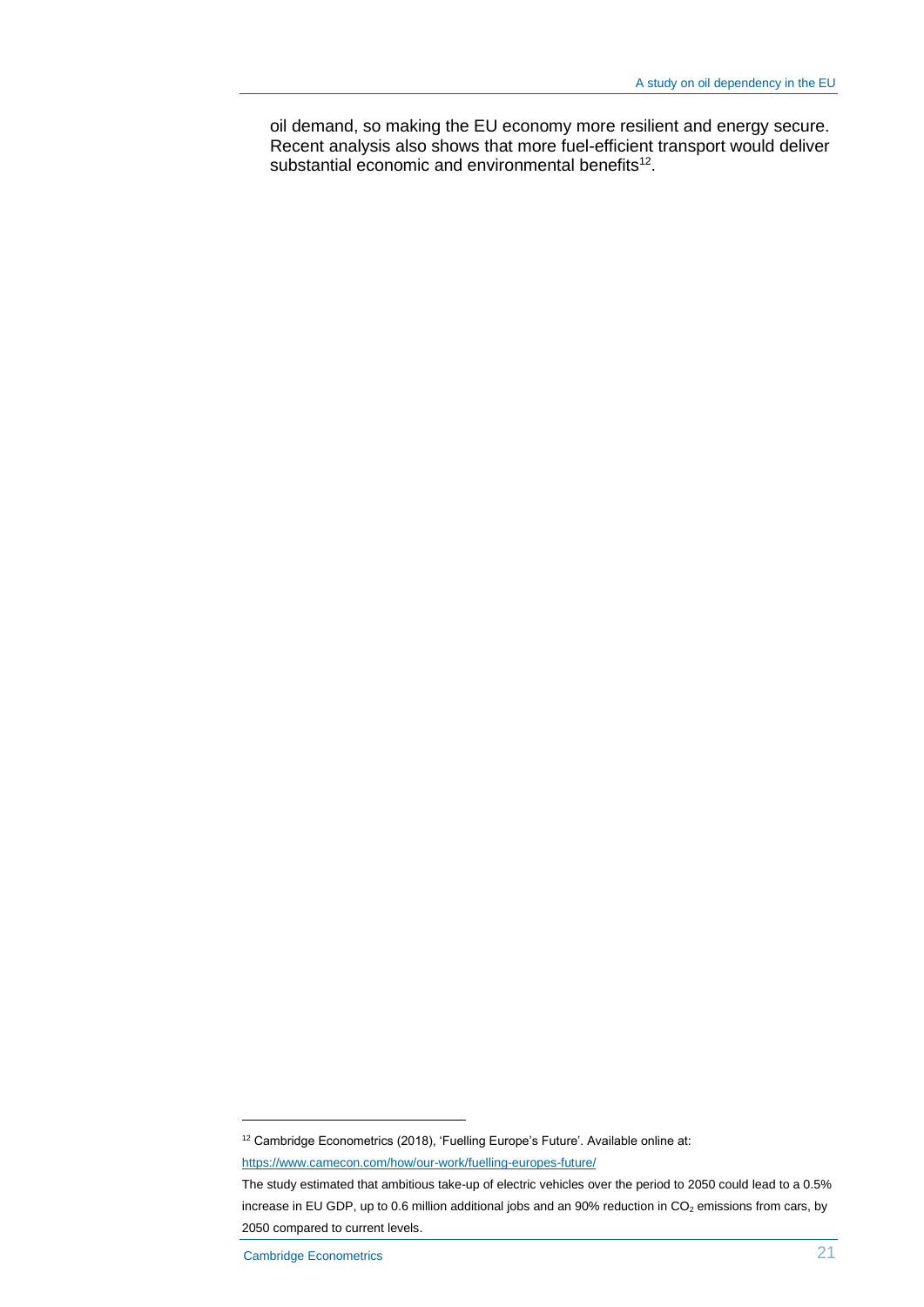oil demand, so making the EU economy more resilient and energy secure. Recent analysis also shows that more fuel-efficient transport would deliver substantial economic and environmental benefits[12].

---

[12] Cambridge Econometrics (2018), 'Fuelling Europe's Future'. Available online at: https://www.camecon.com/how/our-work/fuelling-europes-future/

The study estimated that ambitious take-up of electric vehicles over the period to 2050 could lead to a 0.5% increase in EU GDP, up to 0.6 million additional jobs and an 90% reduction in $CO_2$ emissions from cars, by 2050 compared to current levels.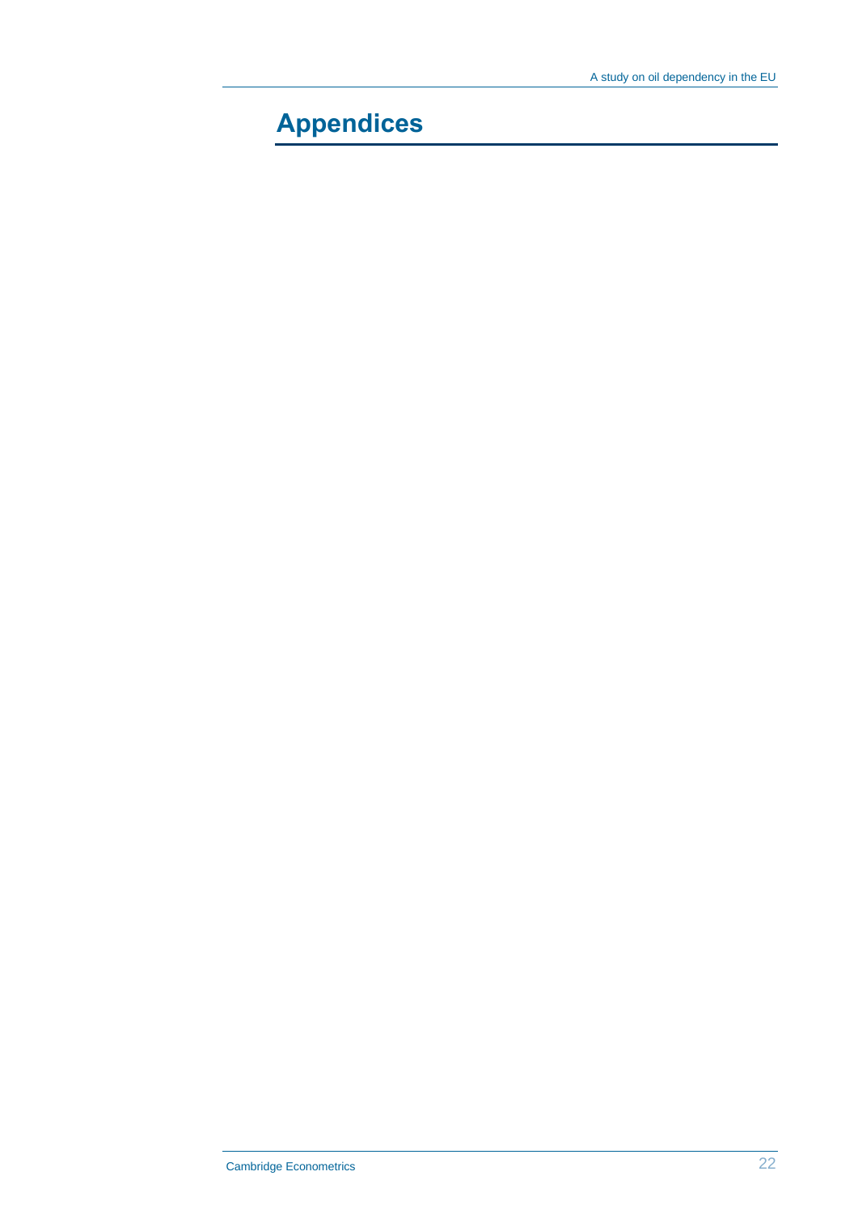# Appendices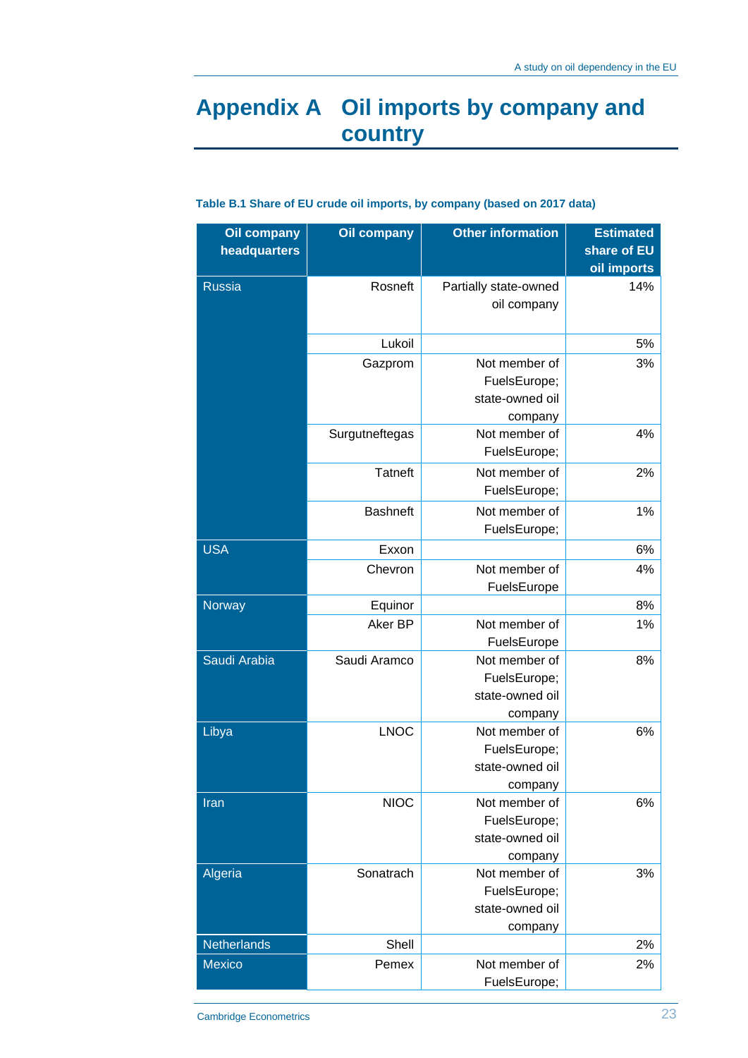# Appendix A Oil imports by company and country

**Table B.1 Share of EU crude oil imports, by company (based on 2017 data)**

| Oil company headquarters | Oil company | Other information | Estimated share of EU oil imports |
|---|---|---|---|
| Russia | Rosneft | Partially state-owned oil company | 14% |
| | Lukoil | | 5% |
| | Gazprom | Not member of FuelsEurope; state-owned oil company | 3% |
| | Surgutneftegas | Not member of FuelsEurope; | 4% |
| | Tatneft | Not member of FuelsEurope; | 2% |
| | Bashneft | Not member of FuelsEurope; | 1% |
| USA | Exxon | | 6% |
| | Chevron | Not member of FuelsEurope | 4% |
| Norway | Equinor | | 8% |
| | Aker BP | Not member of FuelsEurope | 1% |
| Saudi Arabia | Saudi Aramco | Not member of FuelsEurope; state-owned oil company | 8% |
| Libya | LNOC | Not member of FuelsEurope; state-owned oil company | 6% |
| Iran | NIOC | Not member of FuelsEurope; state-owned oil company | 6% |
| Algeria | Sonatrach | Not member of FuelsEurope; state-owned oil company | 3% |
| Netherlands | Shell | | 2% |
| Mexico | Pemex | Not member of FuelsEurope; | 2% |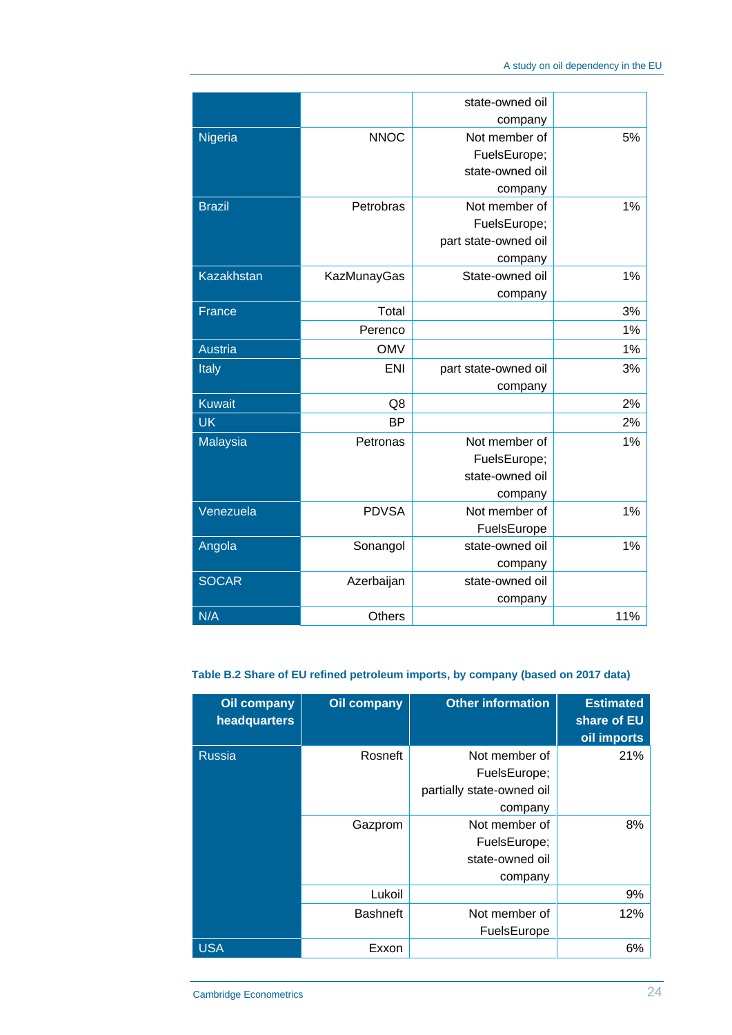| | | state-owned oil company | |
|---|---|---|---|
| Nigeria | NNOC | Not member of FuelsEurope; state-owned oil company | 5% |
| Brazil | Petrobras | Not member of FuelsEurope; part state-owned oil company | 1% |
| Kazakhstan | KazMunayGas | State-owned oil company | 1% |
| France | Total | | 3% |
| | Perenco | | 1% |
| Austria | OMV | | 1% |
| Italy | ENI | part state-owned oil company | 3% |
| Kuwait | Q8 | | 2% |
| UK | BP | | 2% |
| Malaysia | Petronas | Not member of FuelsEurope; state-owned oil company | 1% |
| Venezuela | PDVSA | Not member of FuelsEurope | 1% |
| Angola | Sonangol | state-owned oil company | 1% |
| SOCAR | Azerbaijan | state-owned oil company | |
| N/A | Others | | 11% |

**Table B.2 Share of EU refined petroleum imports, by company (based on 2017 data)**

| Oil company headquarters | Oil company | Other information | Estimated share of EU oil imports |
|---|---|---|---|
| Russia | Rosneft | Not member of FuelsEurope; partially state-owned oil company | 21% |
| | Gazprom | Not member of FuelsEurope; state-owned oil company | 8% |
| | Lukoil | | 9% |
| | Bashneft | Not member of FuelsEurope | 12% |
| USA | Exxon | | 6% |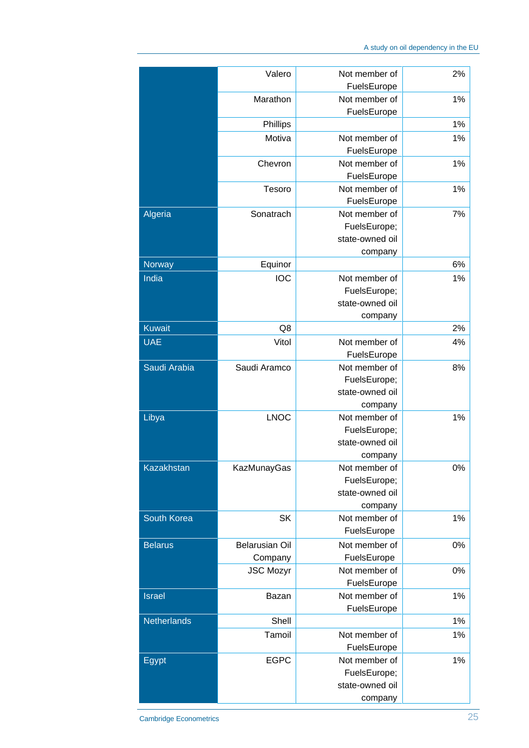| | | | |
|---|---|---|---|
| | Valero | Not member of FuelsEurope | 2% |
| | Marathon | Not member of FuelsEurope | 1% |
| | Phillips | | 1% |
| | Motiva | Not member of FuelsEurope | 1% |
| | Chevron | Not member of FuelsEurope | 1% |
| | Tesoro | Not member of FuelsEurope | 1% |
| Algeria | Sonatrach | Not member of FuelsEurope; state-owned oil company | 7% |
| Norway | Equinor | | 6% |
| India | IOC | Not member of FuelsEurope; state-owned oil company | 1% |
| Kuwait | Q8 | | 2% |
| UAE | Vitol | Not member of FuelsEurope | 4% |
| Saudi Arabia | Saudi Aramco | Not member of FuelsEurope; state-owned oil company | 8% |
| Libya | LNOC | Not member of FuelsEurope; state-owned oil company | 1% |
| Kazakhstan | KazMunayGas | Not member of FuelsEurope; state-owned oil company | 0% |
| South Korea | SK | Not member of FuelsEurope | 1% |
| Belarus | Belarusian Oil Company | Not member of FuelsEurope | 0% |
| | JSC Mozyr | Not member of FuelsEurope | 0% |
| Israel | Bazan | Not member of FuelsEurope | 1% |
| Netherlands | Shell | | 1% |
| | Tamoil | Not member of FuelsEurope | 1% |
| Egypt | EGPC | Not member of FuelsEurope; state-owned oil company | 1% |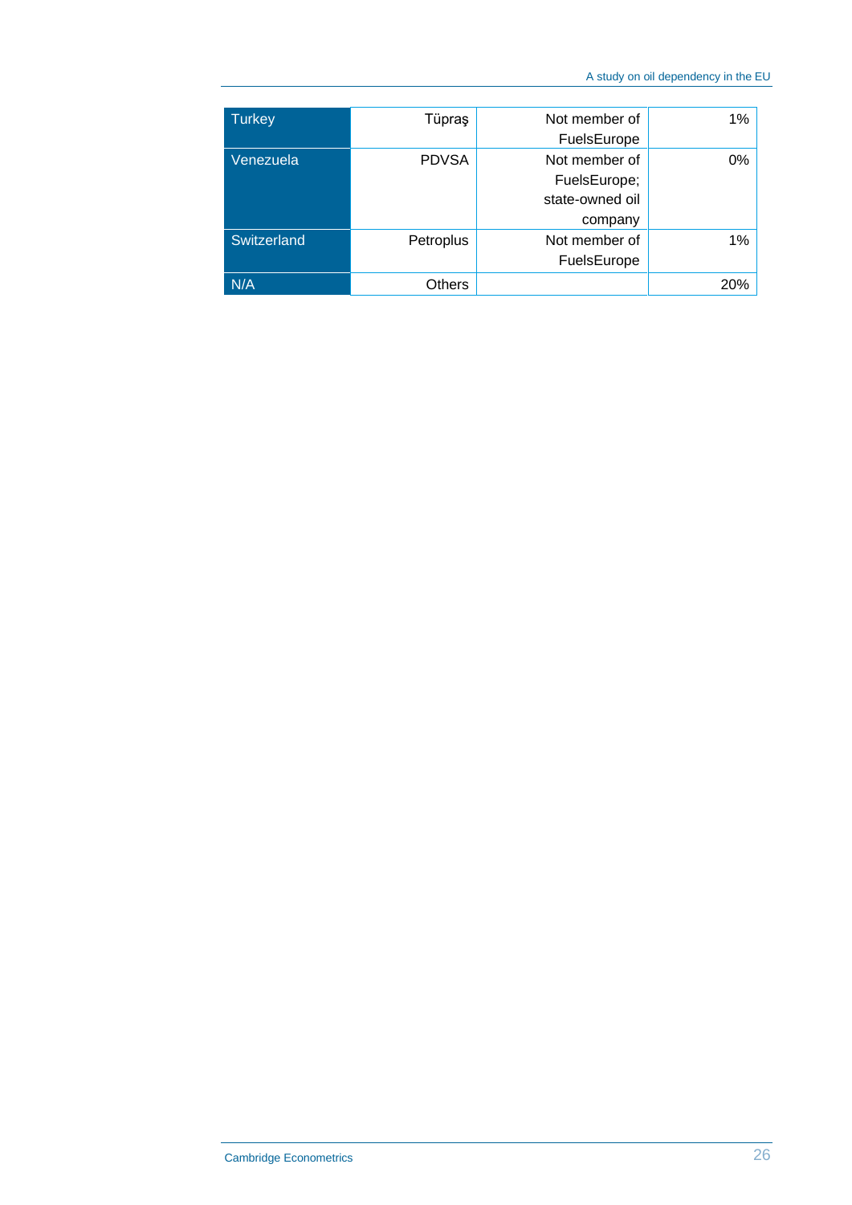| | | | |
|---|---|---|---|
| Turkey | Tüpraş | Not member of FuelsEurope | 1% |
| Venezuela | PDVSA | Not member of FuelsEurope; state-owned oil company | 0% |
| Switzerland | Petroplus | Not member of FuelsEurope | 1% |
| N/A | Others | | 20% |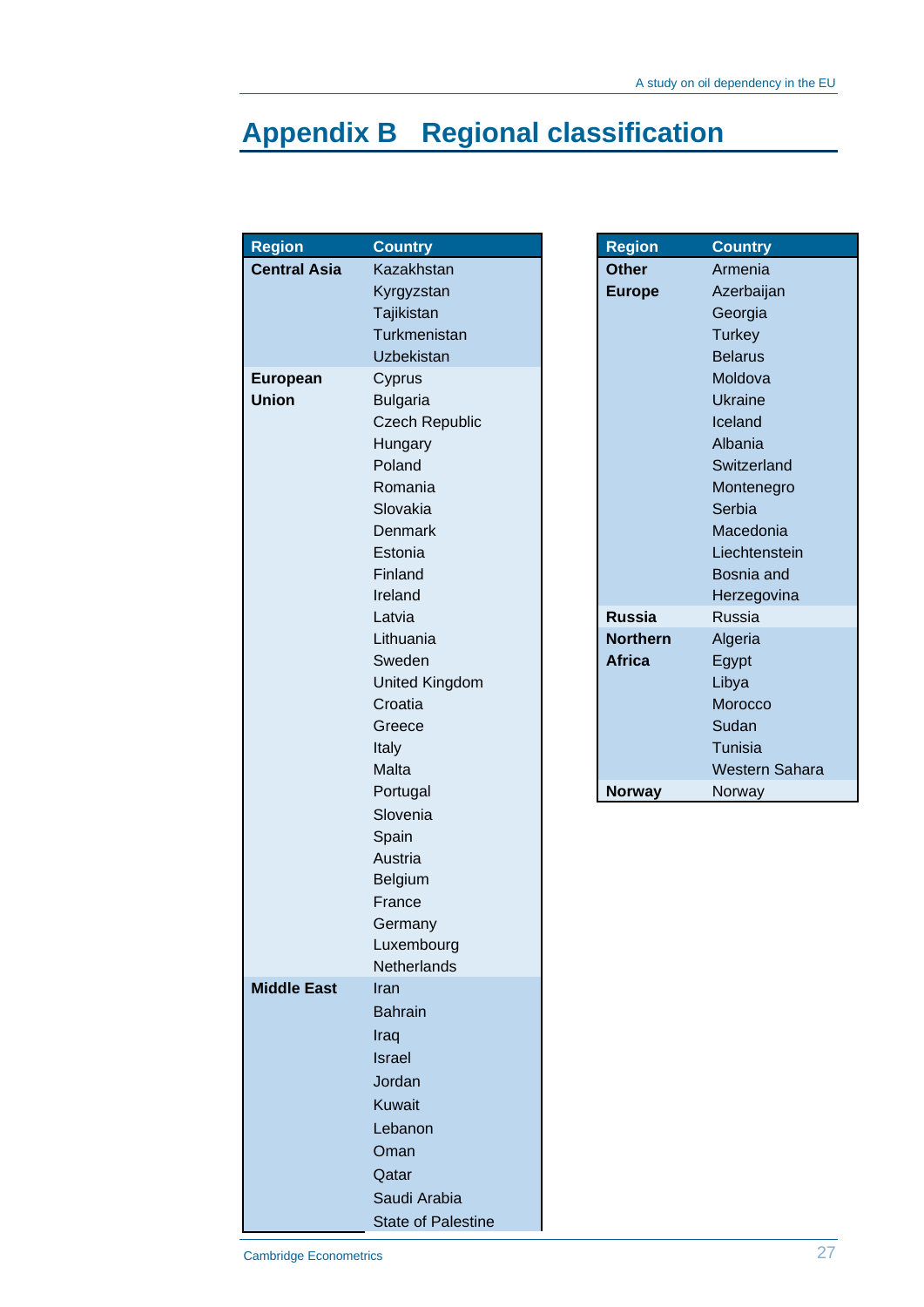# Appendix B Regional classification

| Region | Country |
|---|---|
| **Central Asia** | Kazakhstan |
| | Kyrgyzstan |
| | Tajikistan |
| | Turkmenistan |
| | Uzbekistan |
| **European Union** | Cyprus |
| | Bulgaria |
| | Czech Republic |
| | Hungary |
| | Poland |
| | Romania |
| | Slovakia |
| | Denmark |
| | Estonia |
| | Finland |
| | Ireland |
| | Latvia |
| | Lithuania |
| | Sweden |
| | United Kingdom |
| | Croatia |
| | Greece |
| | Italy |
| | Malta |
| | Portugal |
| | Slovenia |
| | Spain |
| | Austria |
| | Belgium |
| | France |
| | Germany |
| | Luxembourg |
| | Netherlands |
| **Middle East** | Iran |
| | Bahrain |
| | Iraq |
| | Israel |
| | Jordan |
| | Kuwait |
| | Lebanon |
| | Oman |
| | Qatar |
| | Saudi Arabia |
| | State of Palestine |

| Region | Country |
|---|---|
| **Other Europe** | Armenia |
| | Azerbaijan |
| | Georgia |
| | Turkey |
| | Belarus |
| | Moldova |
| | Ukraine |
| | Iceland |
| | Albania |
| | Switzerland |
| | Montenegro |
| | Serbia |
| | Macedonia |
| | Liechtenstein |
| | Bosnia and Herzegovina |
| **Russia** | Russia |
| **Northern Africa** | Algeria |
| | Egypt |
| | Libya |
| | Morocco |
| | Sudan |
| | Tunisia |
| | Western Sahara |
| **Norway** | Norway |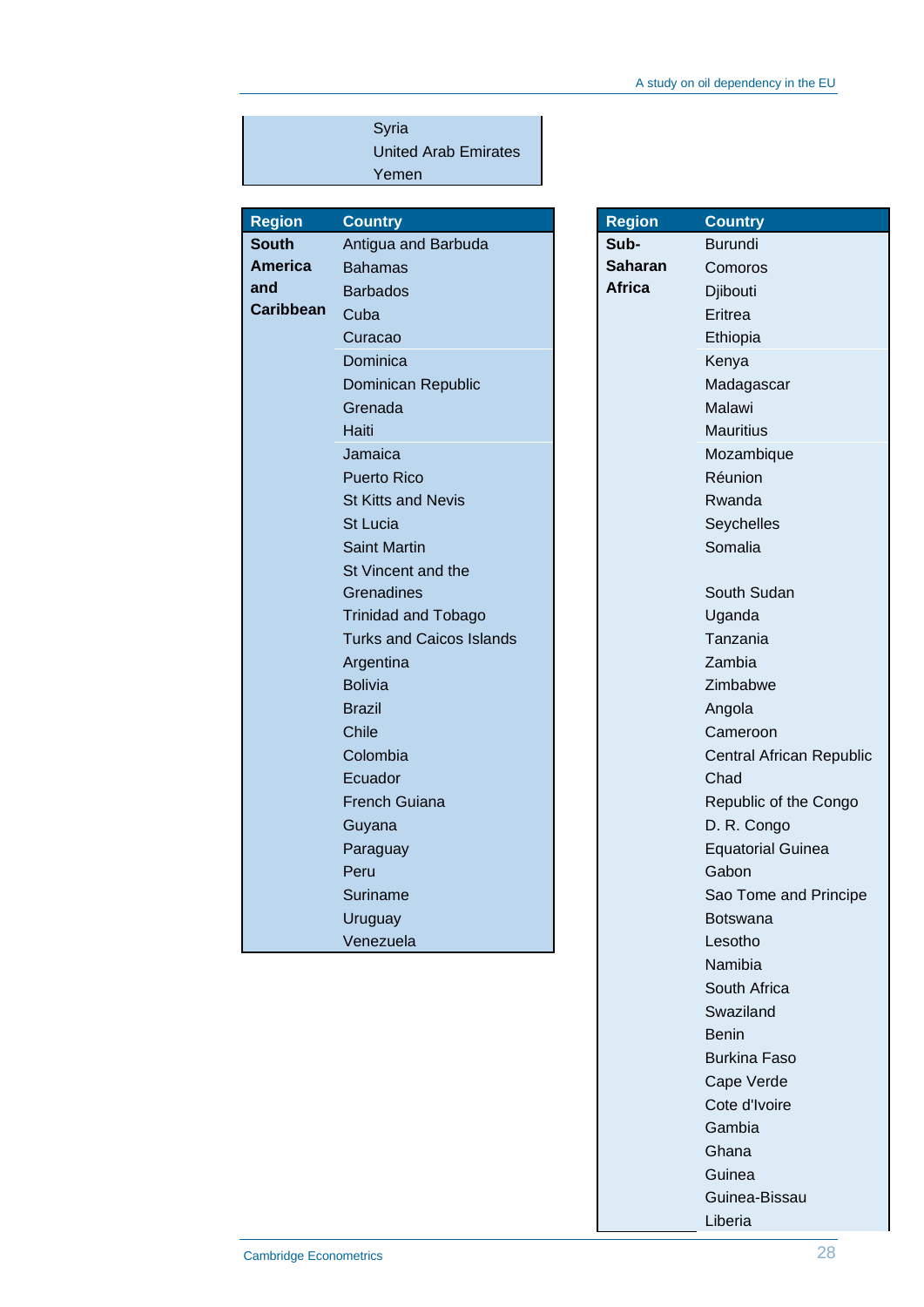| Region | Country |
|---|---|
| | Syria |
| | United Arab Emirates |
| | Yemen |

| Region | Country |
|---|---|
| **South America and Caribbean** | Antigua and Barbuda |
| | Bahamas |
| | Barbados |
| | Cuba |
| | Curacao |
| | Dominica |
| | Dominican Republic |
| | Grenada |
| | Haiti |
| | Jamaica |
| | Puerto Rico |
| | St Kitts and Nevis |
| | St Lucia |
| | Saint Martin |
| | St Vincent and the Grenadines |
| | Trinidad and Tobago |
| | Turks and Caicos Islands |
| | Argentina |
| | Bolivia |
| | Brazil |
| | Chile |
| | Colombia |
| | Ecuador |
| | French Guiana |
| | Guyana |
| | Paraguay |
| | Peru |
| | Suriname |
| | Uruguay |
| | Venezuela |

| Region | Country |
|---|---|
| **Sub-Saharan Africa** | Burundi |
| | Comoros |
| | Djibouti |
| | Eritrea |
| | Ethiopia |
| | Kenya |
| | Madagascar |
| | Malawi |
| | Mauritius |
| | Mozambique |
| | Réunion |
| | Rwanda |
| | Seychelles |
| | Somalia |
| | South Sudan |
| | Uganda |
| | Tanzania |
| | Zambia |
| | Zimbabwe |
| | Angola |
| | Cameroon |
| | Central African Republic |
| | Chad |
| | Republic of the Congo |
| | D. R. Congo |
| | Equatorial Guinea |
| | Gabon |
| | Sao Tome and Principe |
| | Botswana |
| | Lesotho |
| | Namibia |
| | South Africa |
| | Swaziland |
| | Benin |
| | Burkina Faso |
| | Cape Verde |
| | Cote d'Ivoire |
| | Gambia |
| | Ghana |
| | Guinea |
| | Guinea-Bissau |
| | Liberia |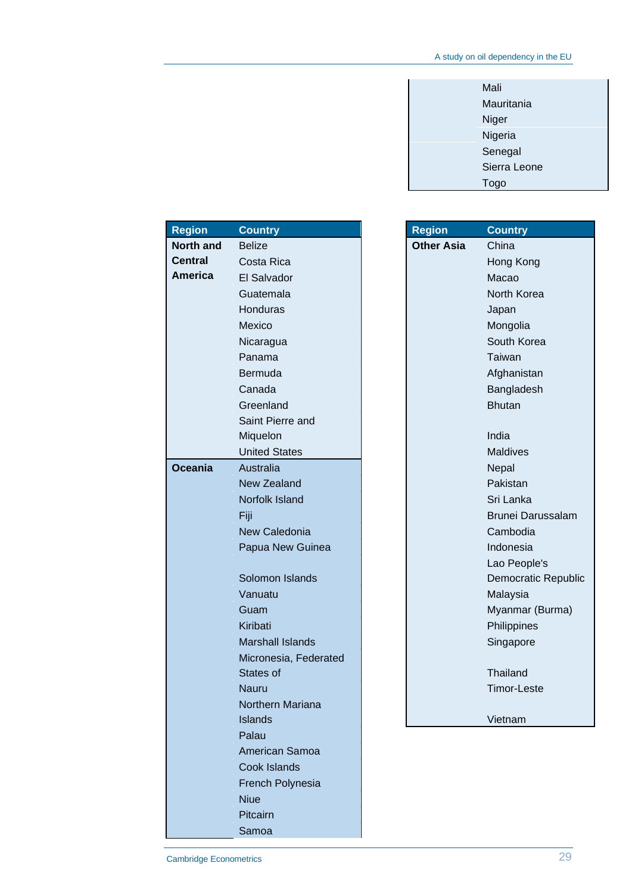| Region | Country |
|---|---|
| | Mali |
| | Mauritania |
| | Niger |
| | Nigeria |
| | Senegal |
| | Sierra Leone |
| | Togo |

| Region | Country |
|---|---|
| **North and Central America** | Belize |
| | Costa Rica |
| | El Salvador |
| | Guatemala |
| | Honduras |
| | Mexico |
| | Nicaragua |
| | Panama |
| | Bermuda |
| | Canada |
| | Greenland |
| | Saint Pierre and Miquelon |
| | United States |
| **Oceania** | Australia |
| | New Zealand |
| | Norfolk Island |
| | Fiji |
| | New Caledonia |
| | Papua New Guinea |
| | Solomon Islands |
| | Vanuatu |
| | Guam |
| | Kiribati |
| | Marshall Islands |
| | Micronesia, Federated States of |
| | Nauru |
| | Northern Mariana Islands |
| | Palau |
| | American Samoa |
| | Cook Islands |
| | French Polynesia |
| | Niue |
| | Pitcairn |
| | Samoa |

| Region | Country |
|---|---|
| **Other Asia** | China |
| | Hong Kong |
| | Macao |
| | North Korea |
| | Japan |
| | Mongolia |
| | South Korea |
| | Taiwan |
| | Afghanistan |
| | Bangladesh |
| | Bhutan |
| | India |
| | Maldives |
| | Nepal |
| | Pakistan |
| | Sri Lanka |
| | Brunei Darussalam |
| | Cambodia |
| | Indonesia |
| | Lao People's Democratic Republic |
| | Malaysia |
| | Myanmar (Burma) |
| | Philippines |
| | Singapore |
| | Thailand |
| | Timor-Leste |
| | Vietnam |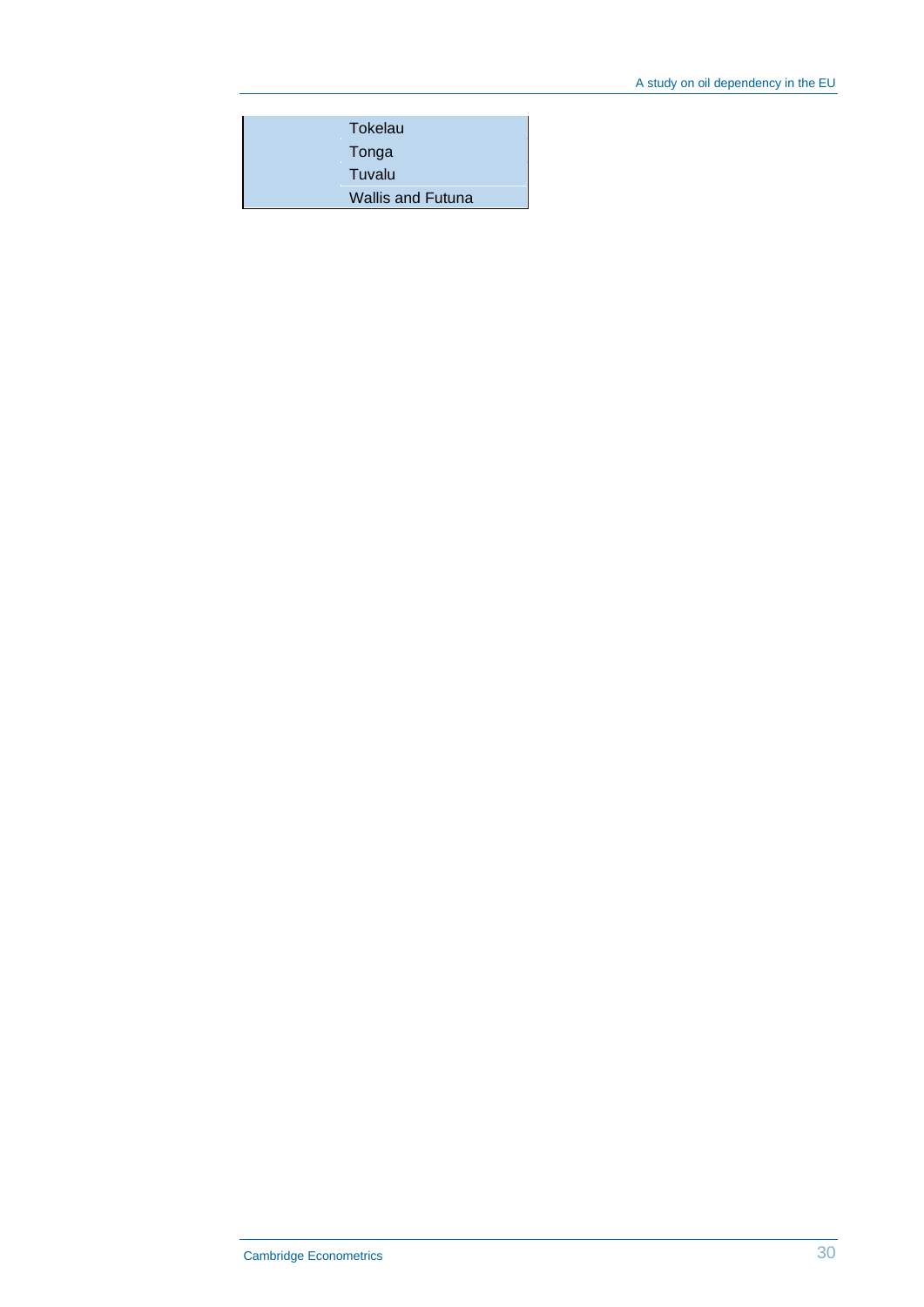| | |
|---|---|
| | Tokelau |
| | Tonga |
| | Tuvalu |
| | Wallis and Futuna |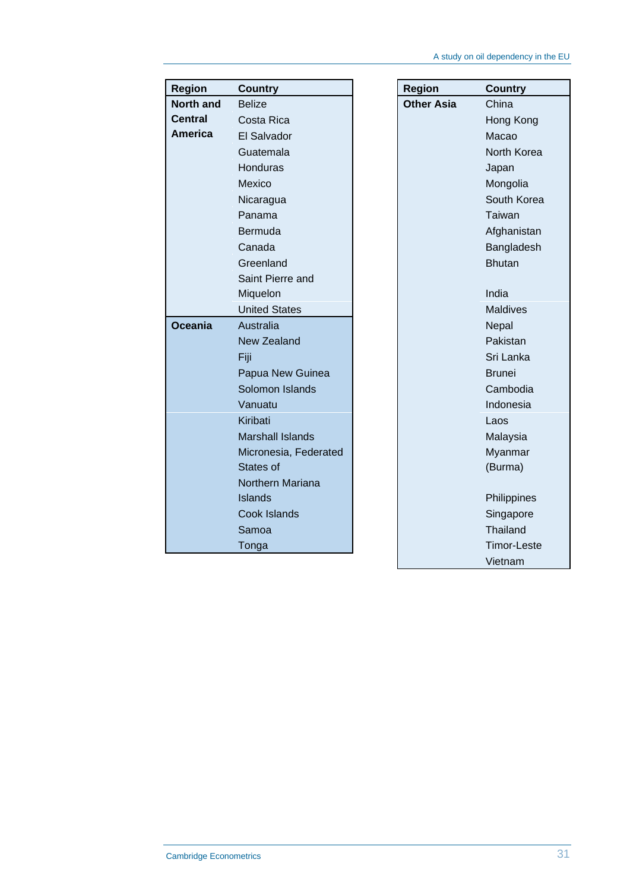| Region | Country |
|---|---|
| **North and Central America** | Belize |
| | Costa Rica |
| | El Salvador |
| | Guatemala |
| | Honduras |
| | Mexico |
| | Nicaragua |
| | Panama |
| | Bermuda |
| | Canada |
| | Greenland |
| | Saint Pierre and Miquelon |
| | United States |
| **Oceania** | Australia |
| | New Zealand |
| | Fiji |
| | Papua New Guinea |
| | Solomon Islands |
| | Vanuatu |
| | Kiribati |
| | Marshall Islands |
| | Micronesia, Federated States of |
| | Northern Mariana Islands |
| | Cook Islands |
| | Samoa |
| | Tonga |

| Region | Country |
|---|---|
| **Other Asia** | China |
| | Hong Kong |
| | Macao |
| | North Korea |
| | Japan |
| | Mongolia |
| | South Korea |
| | Taiwan |
| | Afghanistan |
| | Bangladesh |
| | Bhutan |
| | India |
| | Maldives |
| | Nepal |
| | Pakistan |
| | Sri Lanka |
| | Brunei |
| | Cambodia |
| | Indonesia |
| | Laos |
| | Malaysia |
| | Myanmar (Burma) |
| | Philippines |
| | Singapore |
| | Thailand |
| | Timor-Leste |
| | Vietnam |